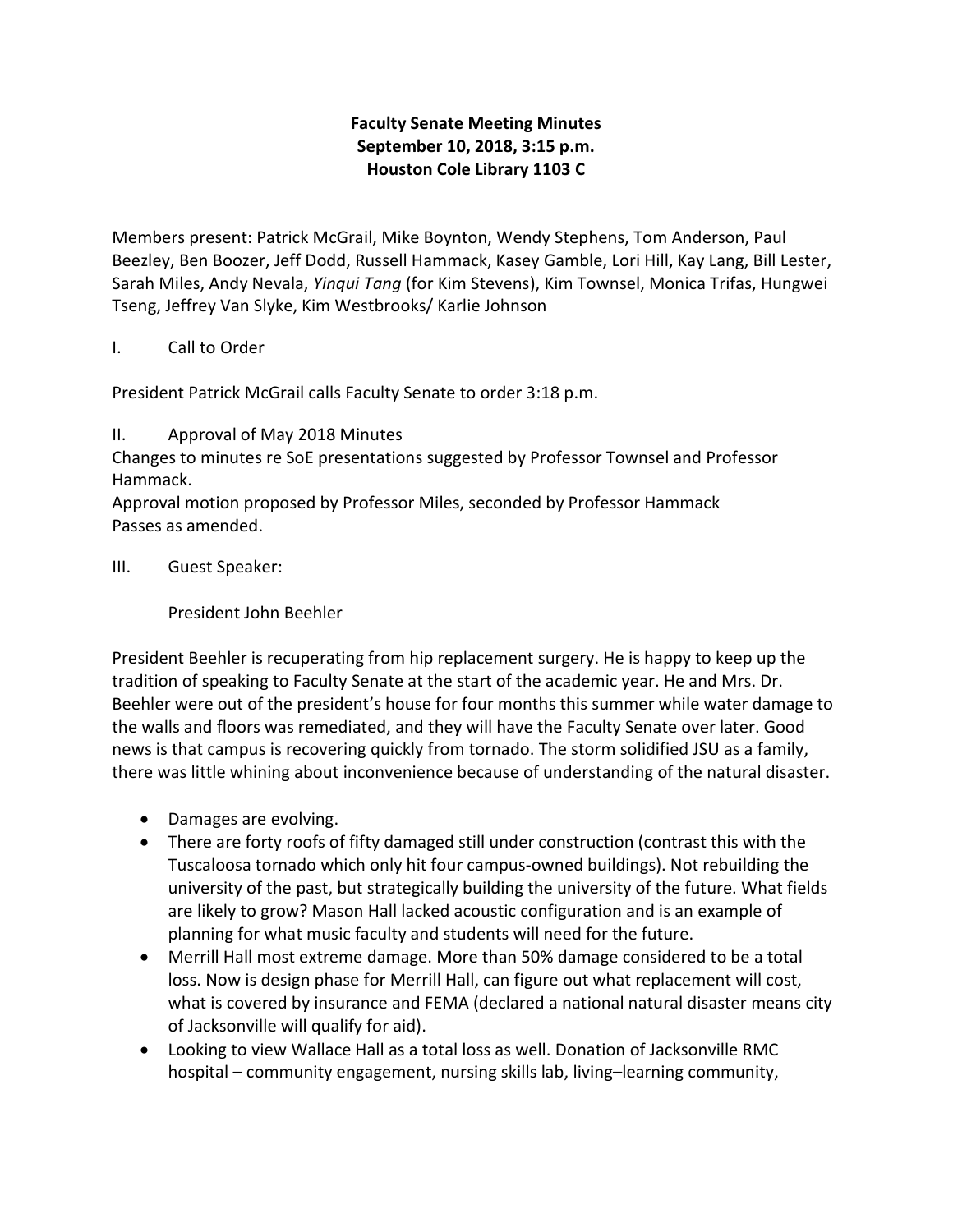**Faculty Senate Meeting Minutes**
**September 10, 2018, 3:15 p.m.**
**Houston Cole Library 1103 C**

Members present: Patrick McGrail, Mike Boynton, Wendy Stephens, Tom Anderson, Paul Beezley, Ben Boozer, Jeff Dodd, Russell Hammack, Kasey Gamble, Lori Hill, Kay Lang, Bill Lester, Sarah Miles, Andy Nevala, *Yinqui Tang* (for Kim Stevens), Kim Townsel, Monica Trifas, Hungwei Tseng, Jeffrey Van Slyke, Kim Westbrooks/ Karlie Johnson

I. Call to Order

President Patrick McGrail calls Faculty Senate to order 3:18 p.m.

II. Approval of May 2018 Minutes

Changes to minutes re SoE presentations suggested by Professor Townsel and Professor Hammack.
Approval motion proposed by Professor Miles, seconded by Professor Hammack
Passes as amended.

III. Guest Speaker:

President John Beehler

President Beehler is recuperating from hip replacement surgery. He is happy to keep up the tradition of speaking to Faculty Senate at the start of the academic year. He and Mrs. Dr. Beehler were out of the president's house for four months this summer while water damage to the walls and floors was remediated, and they will have the Faculty Senate over later. Good news is that campus is recovering quickly from tornado. The storm solidified JSU as a family, there was little whining about inconvenience because of understanding of the natural disaster.

- Damages are evolving.
- There are forty roofs of fifty damaged still under construction (contrast this with the Tuscaloosa tornado which only hit four campus-owned buildings). Not rebuilding the university of the past, but strategically building the university of the future. What fields are likely to grow? Mason Hall lacked acoustic configuration and is an example of planning for what music faculty and students will need for the future.
- Merrill Hall most extreme damage. More than 50% damage considered to be a total loss. Now is design phase for Merrill Hall, can figure out what replacement will cost, what is covered by insurance and FEMA (declared a national natural disaster means city of Jacksonville will qualify for aid).
- Looking to view Wallace Hall as a total loss as well. Donation of Jacksonville RMC hospital – community engagement, nursing skills lab, living–learning community,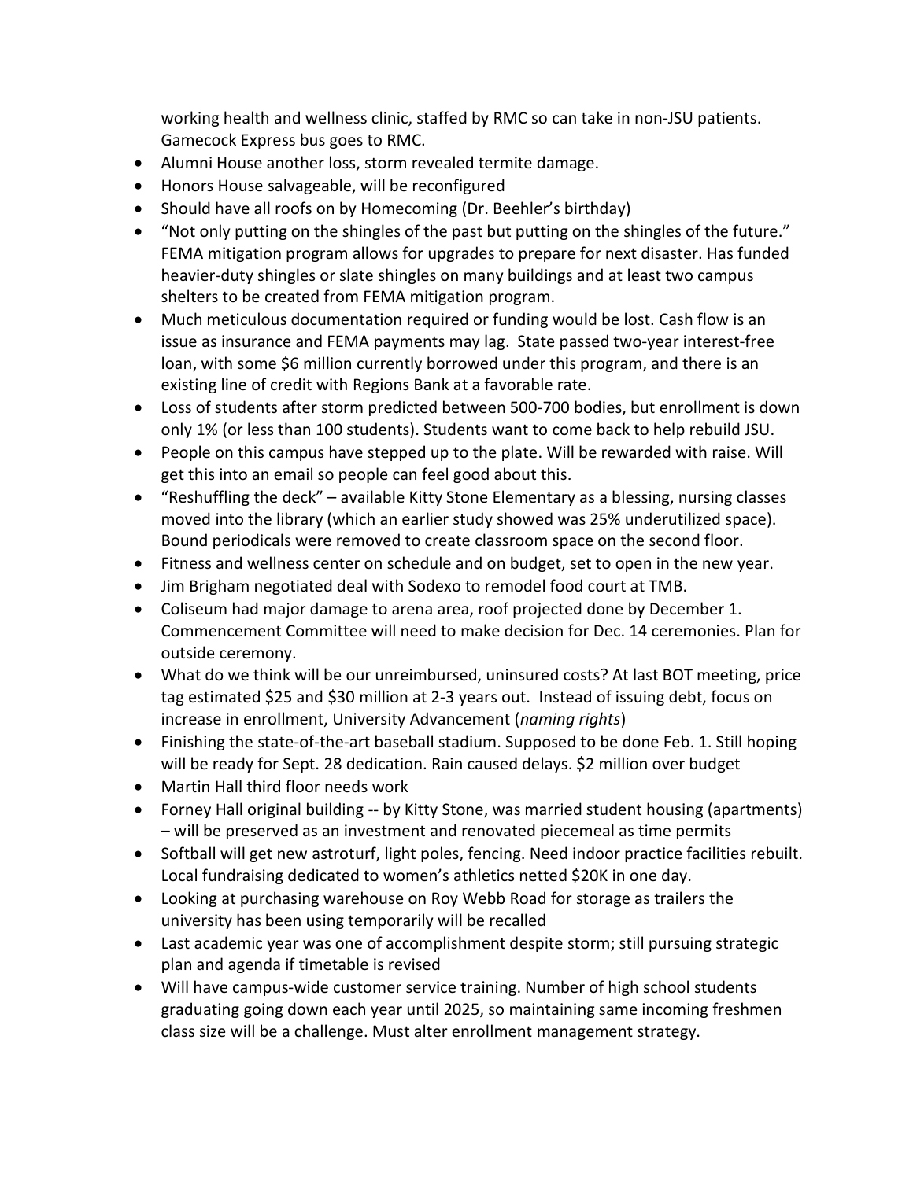working health and wellness clinic, staffed by RMC so can take in non-JSU patients. Gamecock Express bus goes to RMC.

- Alumni House another loss, storm revealed termite damage.
- Honors House salvageable, will be reconfigured
- Should have all roofs on by Homecoming (Dr. Beehler's birthday)
- "Not only putting on the shingles of the past but putting on the shingles of the future." FEMA mitigation program allows for upgrades to prepare for next disaster. Has funded heavier-duty shingles or slate shingles on many buildings and at least two campus shelters to be created from FEMA mitigation program.
- Much meticulous documentation required or funding would be lost. Cash flow is an issue as insurance and FEMA payments may lag. State passed two-year interest-free loan, with some $6 million currently borrowed under this program, and there is an existing line of credit with Regions Bank at a favorable rate.
- Loss of students after storm predicted between 500-700 bodies, but enrollment is down only 1% (or less than 100 students). Students want to come back to help rebuild JSU.
- People on this campus have stepped up to the plate. Will be rewarded with raise. Will get this into an email so people can feel good about this.
- "Reshuffling the deck" – available Kitty Stone Elementary as a blessing, nursing classes moved into the library (which an earlier study showed was 25% underutilized space). Bound periodicals were removed to create classroom space on the second floor.
- Fitness and wellness center on schedule and on budget, set to open in the new year.
- Jim Brigham negotiated deal with Sodexo to remodel food court at TMB.
- Coliseum had major damage to arena area, roof projected done by December 1. Commencement Committee will need to make decision for Dec. 14 ceremonies. Plan for outside ceremony.
- What do we think will be our unreimbursed, uninsured costs? At last BOT meeting, price tag estimated $25 and $30 million at 2-3 years out. Instead of issuing debt, focus on increase in enrollment, University Advancement (*naming rights*)
- Finishing the state-of-the-art baseball stadium. Supposed to be done Feb. 1. Still hoping will be ready for Sept. 28 dedication. Rain caused delays. $2 million over budget
- Martin Hall third floor needs work
- Forney Hall original building -- by Kitty Stone, was married student housing (apartments) – will be preserved as an investment and renovated piecemeal as time permits
- Softball will get new astroturf, light poles, fencing. Need indoor practice facilities rebuilt. Local fundraising dedicated to women's athletics netted $20K in one day.
- Looking at purchasing warehouse on Roy Webb Road for storage as trailers the university has been using temporarily will be recalled
- Last academic year was one of accomplishment despite storm; still pursuing strategic plan and agenda if timetable is revised
- Will have campus-wide customer service training. Number of high school students graduating going down each year until 2025, so maintaining same incoming freshmen class size will be a challenge. Must alter enrollment management strategy.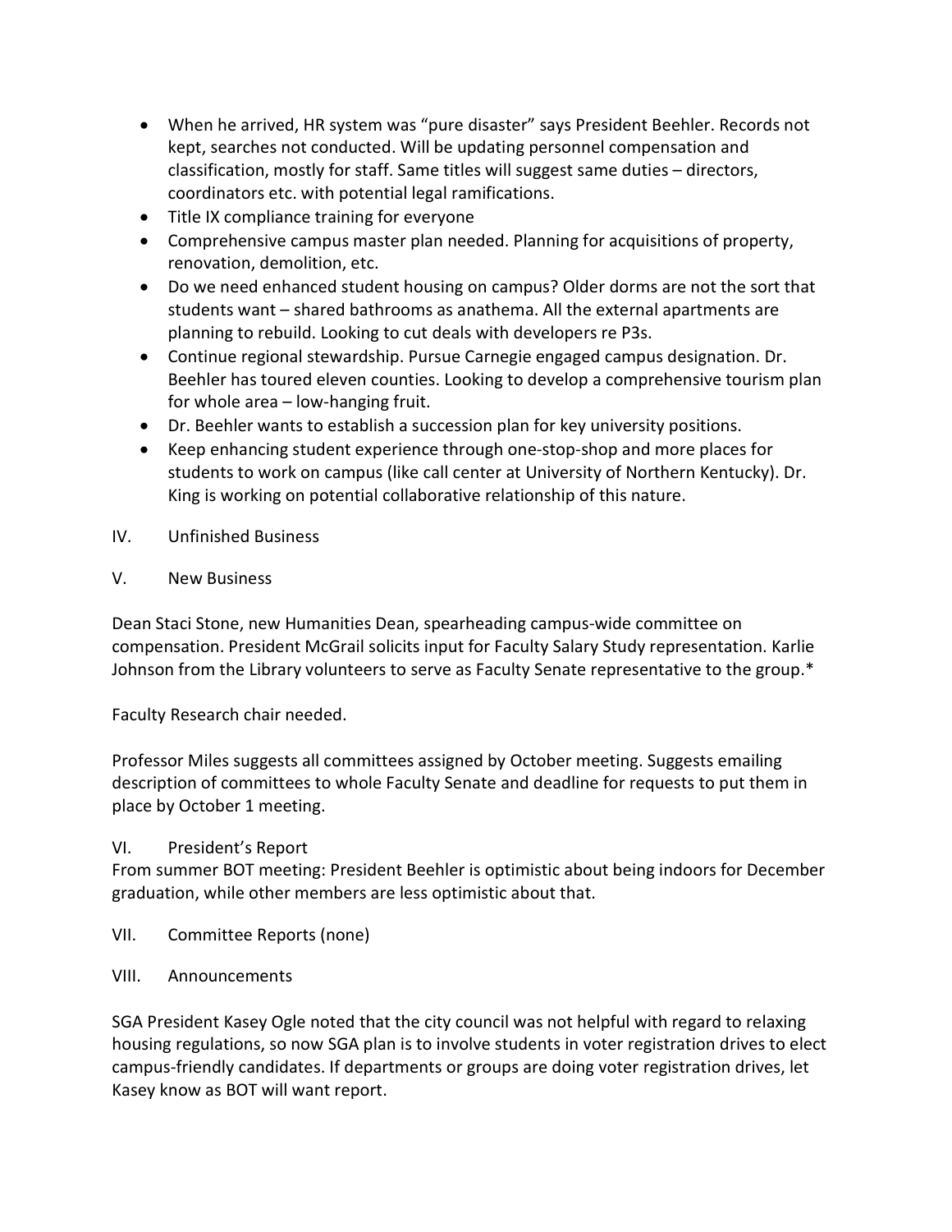- When he arrived, HR system was "pure disaster" says President Beehler. Records not kept, searches not conducted. Will be updating personnel compensation and classification, mostly for staff. Same titles will suggest same duties – directors, coordinators etc. with potential legal ramifications.
- Title IX compliance training for everyone
- Comprehensive campus master plan needed. Planning for acquisitions of property, renovation, demolition, etc.
- Do we need enhanced student housing on campus? Older dorms are not the sort that students want – shared bathrooms as anathema. All the external apartments are planning to rebuild. Looking to cut deals with developers re P3s.
- Continue regional stewardship. Pursue Carnegie engaged campus designation. Dr. Beehler has toured eleven counties. Looking to develop a comprehensive tourism plan for whole area – low-hanging fruit.
- Dr. Beehler wants to establish a succession plan for key university positions.
- Keep enhancing student experience through one-stop-shop and more places for students to work on campus (like call center at University of Northern Kentucky). Dr. King is working on potential collaborative relationship of this nature.

IV. Unfinished Business

V. New Business

Dean Staci Stone, new Humanities Dean, spearheading campus-wide committee on compensation. President McGrail solicits input for Faculty Salary Study representation. Karlie Johnson from the Library volunteers to serve as Faculty Senate representative to the group.*

Faculty Research chair needed.

Professor Miles suggests all committees assigned by October meeting. Suggests emailing description of committees to whole Faculty Senate and deadline for requests to put them in place by October 1 meeting.

VI. President's Report

From summer BOT meeting: President Beehler is optimistic about being indoors for December graduation, while other members are less optimistic about that.

VII. Committee Reports (none)

VIII. Announcements

SGA President Kasey Ogle noted that the city council was not helpful with regard to relaxing housing regulations, so now SGA plan is to involve students in voter registration drives to elect campus-friendly candidates. If departments or groups are doing voter registration drives, let Kasey know as BOT will want report.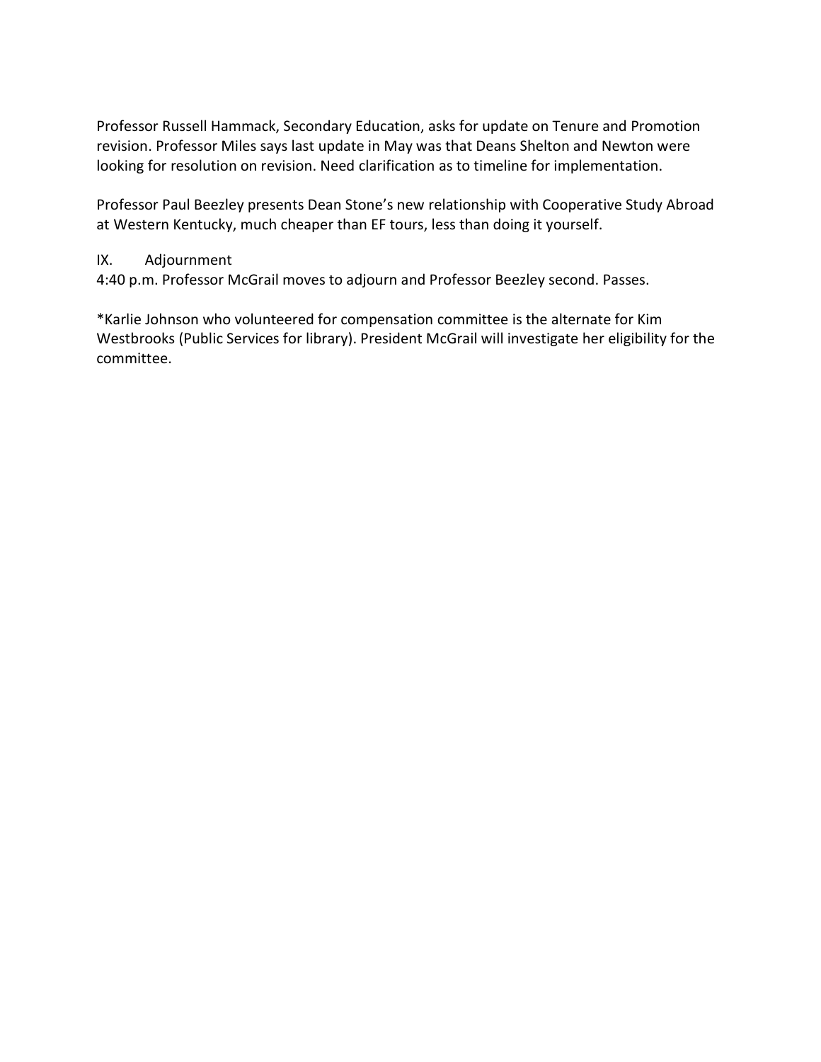Professor Russell Hammack, Secondary Education, asks for update on Tenure and Promotion revision. Professor Miles says last update in May was that Deans Shelton and Newton were looking for resolution on revision. Need clarification as to timeline for implementation.

Professor Paul Beezley presents Dean Stone's new relationship with Cooperative Study Abroad at Western Kentucky, much cheaper than EF tours, less than doing it yourself.

IX. Adjournment

4:40 p.m. Professor McGrail moves to adjourn and Professor Beezley second. Passes.

*Karlie Johnson who volunteered for compensation committee is the alternate for Kim Westbrooks (Public Services for library). President McGrail will investigate her eligibility for the committee.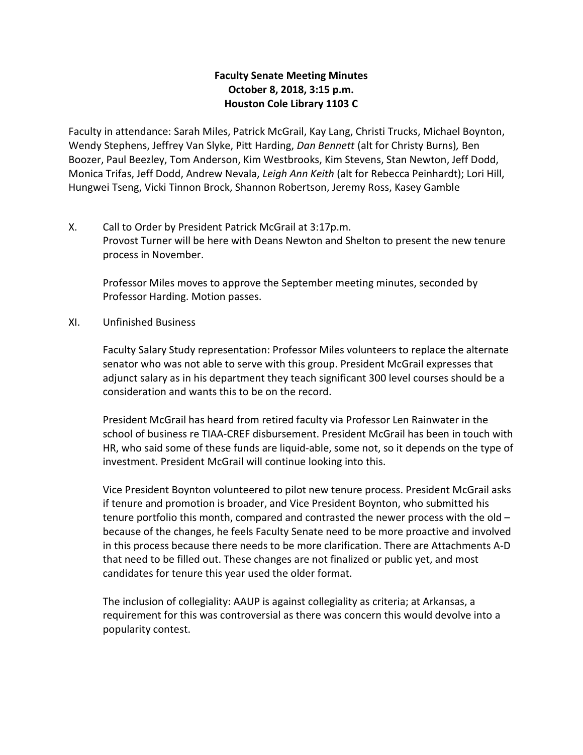**Faculty Senate Meeting Minutes**
**October 8, 2018, 3:15 p.m.**
**Houston Cole Library 1103 C**

Faculty in attendance: Sarah Miles, Patrick McGrail, Kay Lang, Christi Trucks, Michael Boynton, Wendy Stephens, Jeffrey Van Slyke, Pitt Harding, *Dan Bennett* (alt for Christy Burns), Ben Boozer, Paul Beezley, Tom Anderson, Kim Westbrooks, Kim Stevens, Stan Newton, Jeff Dodd, Monica Trifas, Jeff Dodd, Andrew Nevala, *Leigh Ann Keith* (alt for Rebecca Peinhardt); Lori Hill, Hungwei Tseng, Vicki Tinnon Brock, Shannon Robertson, Jeremy Ross, Kasey Gamble

X. Call to Order by President Patrick McGrail at 3:17p.m.
Provost Turner will be here with Deans Newton and Shelton to present the new tenure process in November.

Professor Miles moves to approve the September meeting minutes, seconded by Professor Harding. Motion passes.

XI. Unfinished Business

Faculty Salary Study representation: Professor Miles volunteers to replace the alternate senator who was not able to serve with this group. President McGrail expresses that adjunct salary as in his department they teach significant 300 level courses should be a consideration and wants this to be on the record.

President McGrail has heard from retired faculty via Professor Len Rainwater in the school of business re TIAA-CREF disbursement. President McGrail has been in touch with HR, who said some of these funds are liquid-able, some not, so it depends on the type of investment. President McGrail will continue looking into this.

Vice President Boynton volunteered to pilot new tenure process. President McGrail asks if tenure and promotion is broader, and Vice President Boynton, who submitted his tenure portfolio this month, compared and contrasted the newer process with the old – because of the changes, he feels Faculty Senate need to be more proactive and involved in this process because there needs to be more clarification. There are Attachments A-D that need to be filled out. These changes are not finalized or public yet, and most candidates for tenure this year used the older format.

The inclusion of collegiality: AAUP is against collegiality as criteria; at Arkansas, a requirement for this was controversial as there was concern this would devolve into a popularity contest.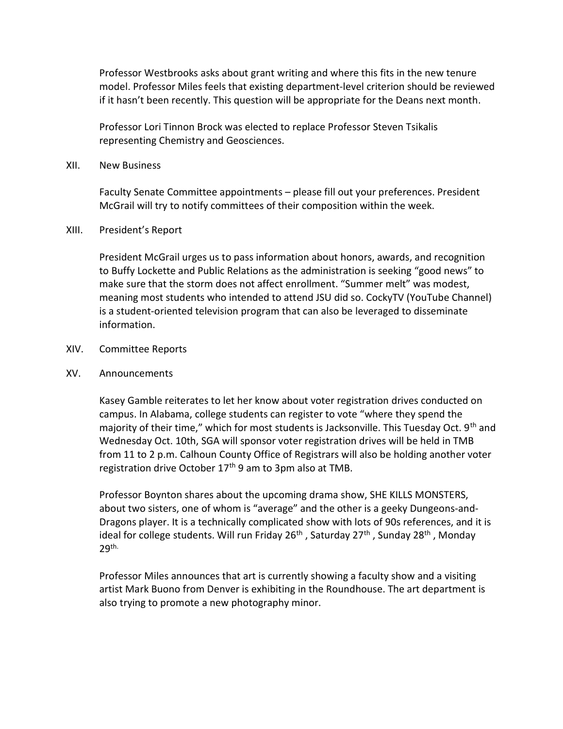Professor Westbrooks asks about grant writing and where this fits in the new tenure model. Professor Miles feels that existing department-level criterion should be reviewed if it hasn't been recently. This question will be appropriate for the Deans next month.

Professor Lori Tinnon Brock was elected to replace Professor Steven Tsikalis representing Chemistry and Geosciences.

XII. New Business

Faculty Senate Committee appointments – please fill out your preferences. President McGrail will try to notify committees of their composition within the week.

XIII. President's Report

President McGrail urges us to pass information about honors, awards, and recognition to Buffy Lockette and Public Relations as the administration is seeking "good news" to make sure that the storm does not affect enrollment. "Summer melt" was modest, meaning most students who intended to attend JSU did so. CockyTV (YouTube Channel) is a student-oriented television program that can also be leveraged to disseminate information.

XIV. Committee Reports

XV. Announcements

Kasey Gamble reiterates to let her know about voter registration drives conducted on campus. In Alabama, college students can register to vote "where they spend the majority of their time," which for most students is Jacksonville. This Tuesday Oct. 9th and Wednesday Oct. 10th, SGA will sponsor voter registration drives will be held in TMB from 11 to 2 p.m. Calhoun County Office of Registrars will also be holding another voter registration drive October 17th 9 am to 3pm also at TMB.

Professor Boynton shares about the upcoming drama show, SHE KILLS MONSTERS, about two sisters, one of whom is "average" and the other is a geeky Dungeons-and-Dragons player. It is a technically complicated show with lots of 90s references, and it is ideal for college students. Will run Friday 26th , Saturday 27th , Sunday 28th , Monday 29th.

Professor Miles announces that art is currently showing a faculty show and a visiting artist Mark Buono from Denver is exhibiting in the Roundhouse. The art department is also trying to promote a new photography minor.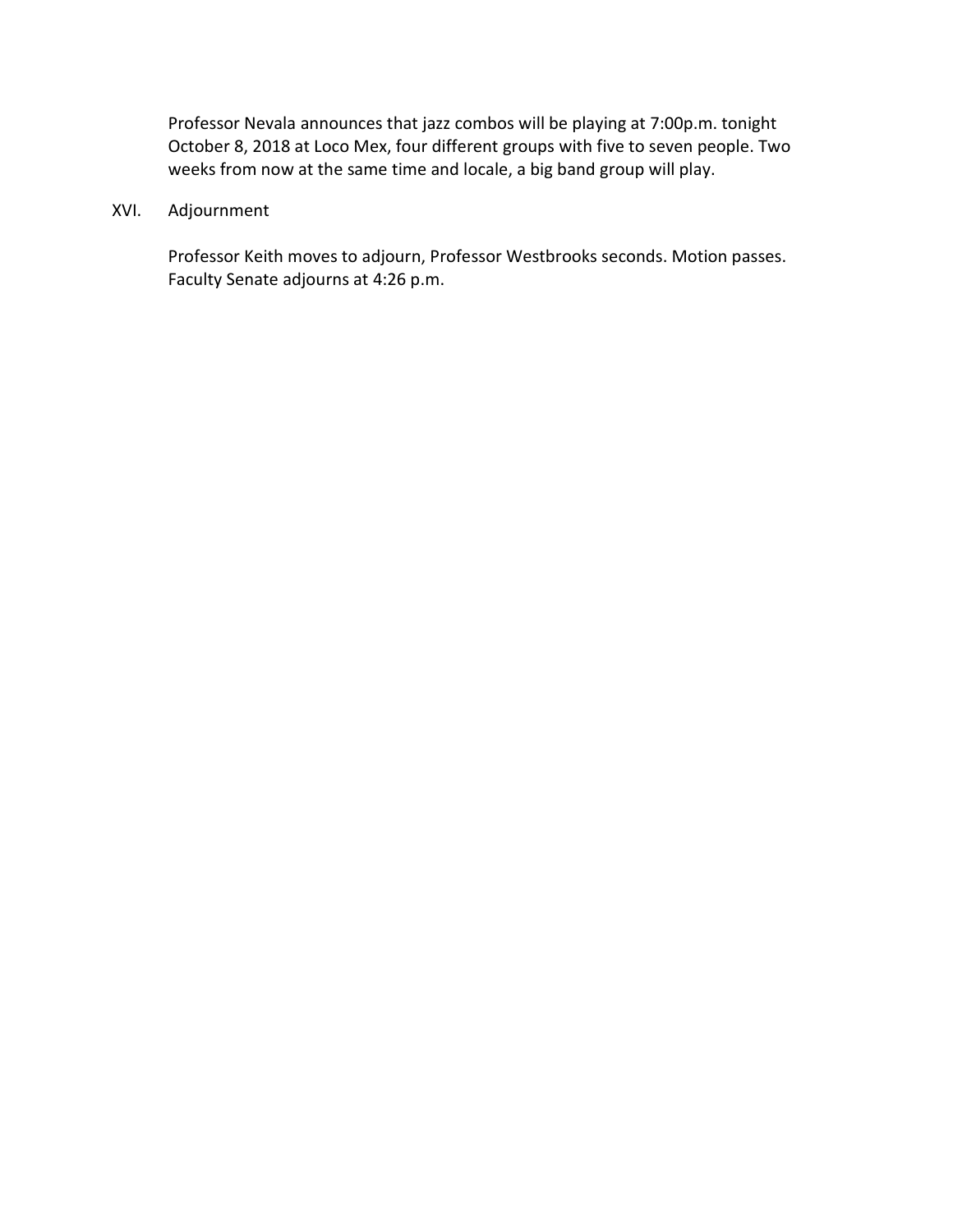Professor Nevala announces that jazz combos will be playing at 7:00p.m. tonight October 8, 2018 at Loco Mex, four different groups with five to seven people. Two weeks from now at the same time and locale, a big band group will play.

## XVI. Adjournment

Professor Keith moves to adjourn, Professor Westbrooks seconds. Motion passes. Faculty Senate adjourns at 4:26 p.m.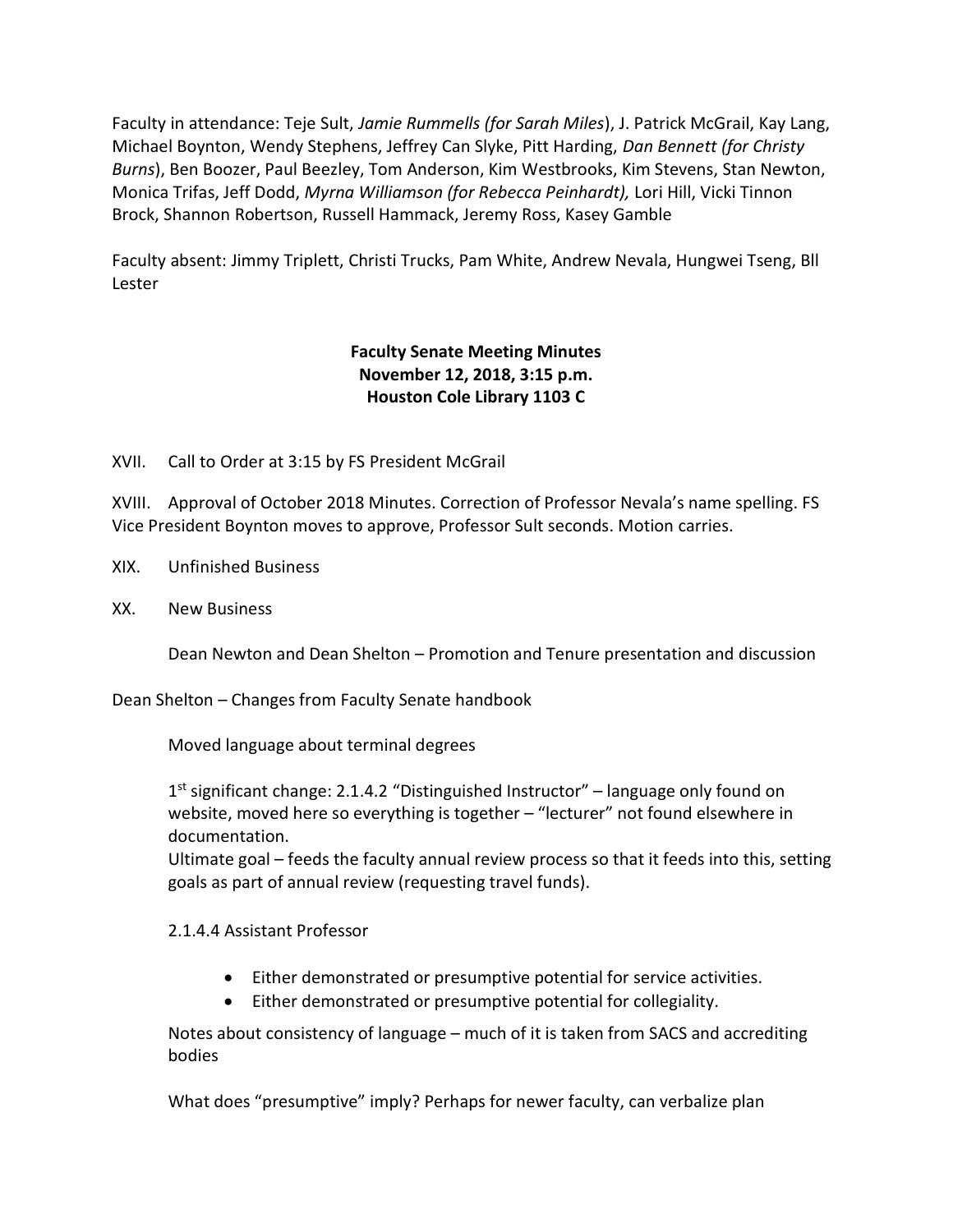Faculty in attendance: Teje Sult, *Jamie Rummells (for Sarah Miles*), J. Patrick McGrail, Kay Lang, Michael Boynton, Wendy Stephens, Jeffrey Can Slyke, Pitt Harding, *Dan Bennett (for Christy Burns*), Ben Boozer, Paul Beezley, Tom Anderson, Kim Westbrooks, Kim Stevens, Stan Newton, Monica Trifas, Jeff Dodd, *Myrna Williamson (for Rebecca Peinhardt),* Lori Hill, Vicki Tinnon Brock, Shannon Robertson, Russell Hammack, Jeremy Ross, Kasey Gamble

Faculty absent: Jimmy Triplett, Christi Trucks, Pam White, Andrew Nevala, Hungwei Tseng, Bll Lester

**Faculty Senate Meeting Minutes**
**November 12, 2018, 3:15 p.m.**
**Houston Cole Library 1103 C**

XVII. Call to Order at 3:15 by FS President McGrail

XVIII. Approval of October 2018 Minutes. Correction of Professor Nevala's name spelling. FS Vice President Boynton moves to approve, Professor Sult seconds. Motion carries.

XIX. Unfinished Business

XX. New Business

Dean Newton and Dean Shelton – Promotion and Tenure presentation and discussion

Dean Shelton – Changes from Faculty Senate handbook

Moved language about terminal degrees

1st significant change: 2.1.4.2 "Distinguished Instructor" – language only found on website, moved here so everything is together – "lecturer" not found elsewhere in documentation.
Ultimate goal – feeds the faculty annual review process so that it feeds into this, setting goals as part of annual review (requesting travel funds).

2.1.4.4 Assistant Professor

- Either demonstrated or presumptive potential for service activities.
- Either demonstrated or presumptive potential for collegiality.

Notes about consistency of language – much of it is taken from SACS and accrediting bodies

What does "presumptive" imply? Perhaps for newer faculty, can verbalize plan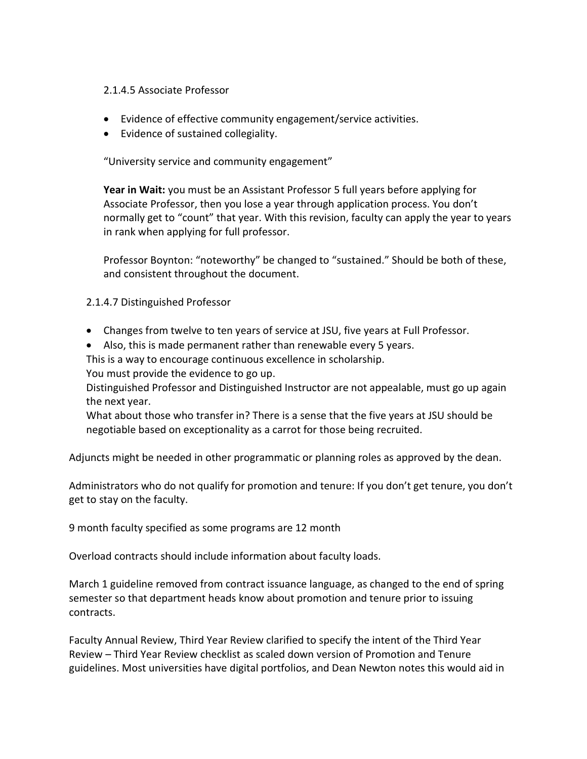2.1.4.5 Associate Professor

- Evidence of effective community engagement/service activities.
- Evidence of sustained collegiality.

"University service and community engagement"

**Year in Wait:** you must be an Assistant Professor 5 full years before applying for Associate Professor, then you lose a year through application process. You don't normally get to "count" that year. With this revision, faculty can apply the year to years in rank when applying for full professor.

Professor Boynton: "noteworthy" be changed to "sustained." Should be both of these, and consistent throughout the document.

2.1.4.7 Distinguished Professor

- Changes from twelve to ten years of service at JSU, five years at Full Professor.
- Also, this is made permanent rather than renewable every 5 years.

This is a way to encourage continuous excellence in scholarship.
You must provide the evidence to go up.
Distinguished Professor and Distinguished Instructor are not appealable, must go up again the next year.
What about those who transfer in? There is a sense that the five years at JSU should be negotiable based on exceptionality as a carrot for those being recruited.

Adjuncts might be needed in other programmatic or planning roles as approved by the dean.

Administrators who do not qualify for promotion and tenure: If you don't get tenure, you don't get to stay on the faculty.

9 month faculty specified as some programs are 12 month

Overload contracts should include information about faculty loads.

March 1 guideline removed from contract issuance language, as changed to the end of spring semester so that department heads know about promotion and tenure prior to issuing contracts.

Faculty Annual Review, Third Year Review clarified to specify the intent of the Third Year Review – Third Year Review checklist as scaled down version of Promotion and Tenure guidelines. Most universities have digital portfolios, and Dean Newton notes this would aid in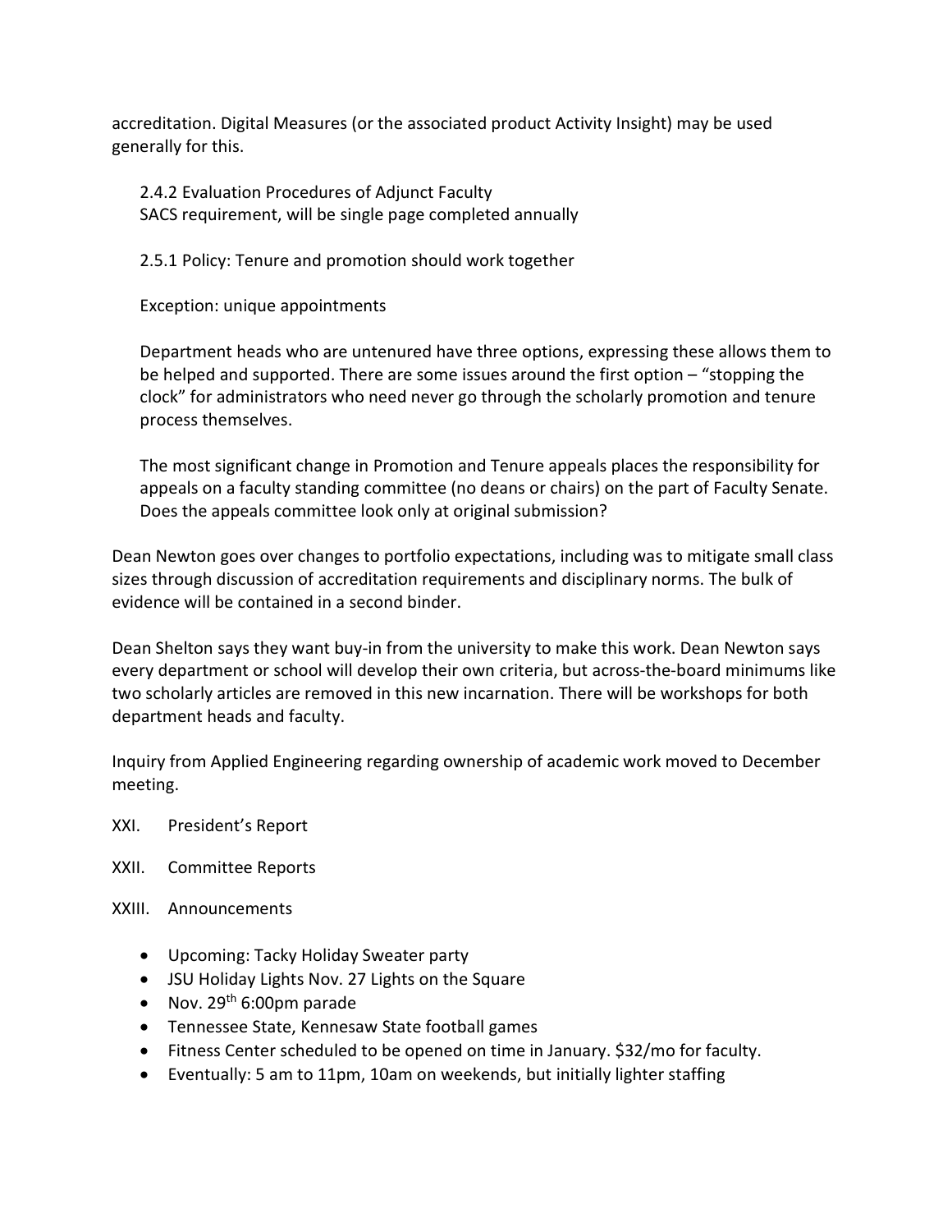accreditation. Digital Measures (or the associated product Activity Insight) may be used generally for this.

2.4.2 Evaluation Procedures of Adjunct Faculty
SACS requirement, will be single page completed annually

2.5.1 Policy: Tenure and promotion should work together

Exception: unique appointments

Department heads who are untenured have three options, expressing these allows them to be helped and supported. There are some issues around the first option – "stopping the clock" for administrators who need never go through the scholarly promotion and tenure process themselves.

The most significant change in Promotion and Tenure appeals places the responsibility for appeals on a faculty standing committee (no deans or chairs) on the part of Faculty Senate. Does the appeals committee look only at original submission?

Dean Newton goes over changes to portfolio expectations, including was to mitigate small class sizes through discussion of accreditation requirements and disciplinary norms. The bulk of evidence will be contained in a second binder.

Dean Shelton says they want buy-in from the university to make this work. Dean Newton says every department or school will develop their own criteria, but across-the-board minimums like two scholarly articles are removed in this new incarnation. There will be workshops for both department heads and faculty.

Inquiry from Applied Engineering regarding ownership of academic work moved to December meeting.

XXI. President's Report

XXII. Committee Reports

XXIII. Announcements

- Upcoming: Tacky Holiday Sweater party
- JSU Holiday Lights Nov. 27 Lights on the Square
- Nov. 29th 6:00pm parade
- Tennessee State, Kennesaw State football games
- Fitness Center scheduled to be opened on time in January. $32/mo for faculty.
- Eventually: 5 am to 11pm, 10am on weekends, but initially lighter staffing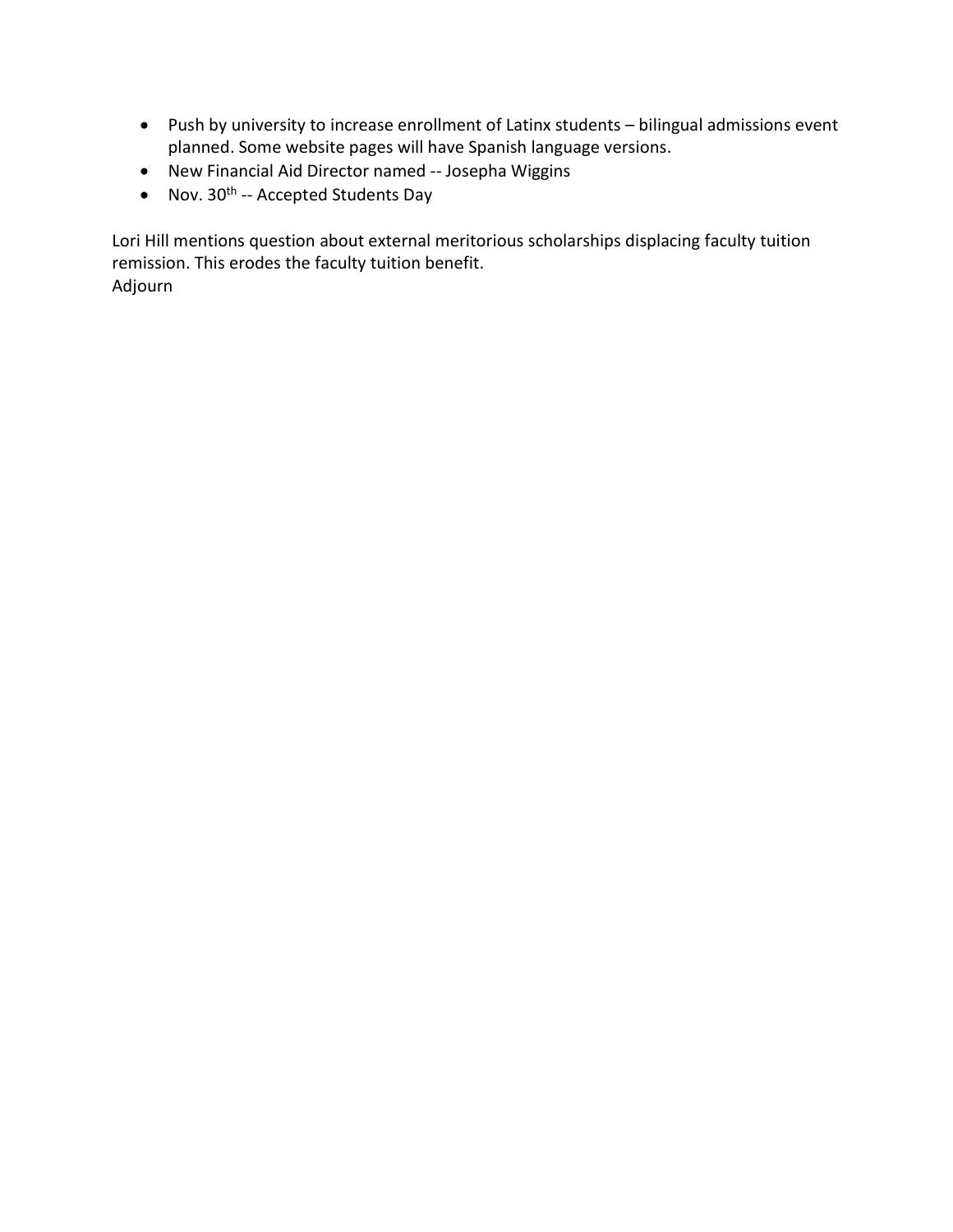- Push by university to increase enrollment of Latinx students – bilingual admissions event planned. Some website pages will have Spanish language versions.
- New Financial Aid Director named -- Josepha Wiggins
- Nov. 30th -- Accepted Students Day

Lori Hill mentions question about external meritorious scholarships displacing faculty tuition remission. This erodes the faculty tuition benefit.
Adjourn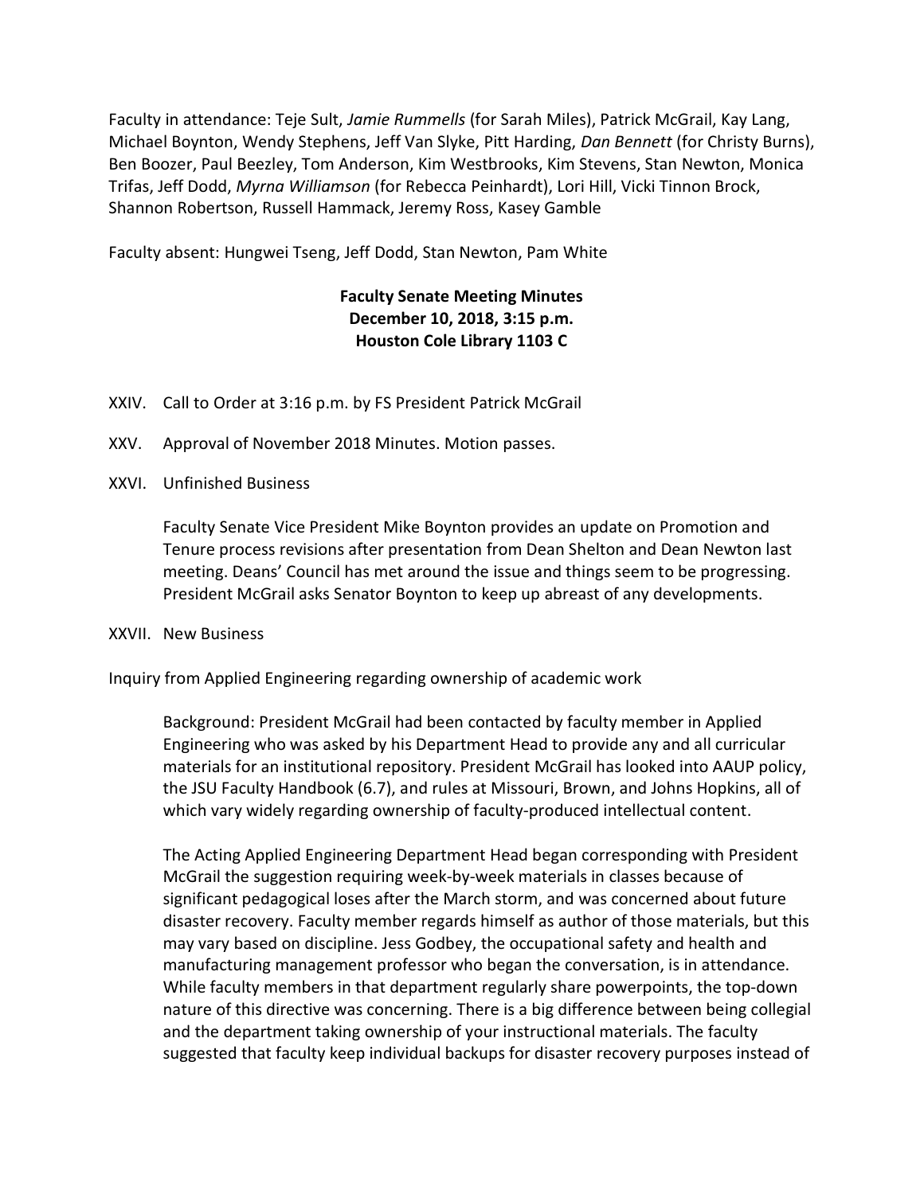Faculty in attendance: Teje Sult, *Jamie Rummells* (for Sarah Miles), Patrick McGrail, Kay Lang, Michael Boynton, Wendy Stephens, Jeff Van Slyke, Pitt Harding, *Dan Bennett* (for Christy Burns), Ben Boozer, Paul Beezley, Tom Anderson, Kim Westbrooks, Kim Stevens, Stan Newton, Monica Trifas, Jeff Dodd, *Myrna Williamson* (for Rebecca Peinhardt), Lori Hill, Vicki Tinnon Brock, Shannon Robertson, Russell Hammack, Jeremy Ross, Kasey Gamble

Faculty absent: Hungwei Tseng, Jeff Dodd, Stan Newton, Pam White

**Faculty Senate Meeting Minutes**
**December 10, 2018, 3:15 p.m.**
**Houston Cole Library 1103 C**

XXIV. Call to Order at 3:16 p.m. by FS President Patrick McGrail

XXV. Approval of November 2018 Minutes. Motion passes.

XXVI. Unfinished Business

Faculty Senate Vice President Mike Boynton provides an update on Promotion and Tenure process revisions after presentation from Dean Shelton and Dean Newton last meeting. Deans' Council has met around the issue and things seem to be progressing. President McGrail asks Senator Boynton to keep up abreast of any developments.

XXVII. New Business

Inquiry from Applied Engineering regarding ownership of academic work

Background: President McGrail had been contacted by faculty member in Applied Engineering who was asked by his Department Head to provide any and all curricular materials for an institutional repository. President McGrail has looked into AAUP policy, the JSU Faculty Handbook (6.7), and rules at Missouri, Brown, and Johns Hopkins, all of which vary widely regarding ownership of faculty-produced intellectual content.

The Acting Applied Engineering Department Head began corresponding with President McGrail the suggestion requiring week-by-week materials in classes because of significant pedagogical loses after the March storm, and was concerned about future disaster recovery. Faculty member regards himself as author of those materials, but this may vary based on discipline. Jess Godbey, the occupational safety and health and manufacturing management professor who began the conversation, is in attendance. While faculty members in that department regularly share powerpoints, the top-down nature of this directive was concerning. There is a big difference between being collegial and the department taking ownership of your instructional materials. The faculty suggested that faculty keep individual backups for disaster recovery purposes instead of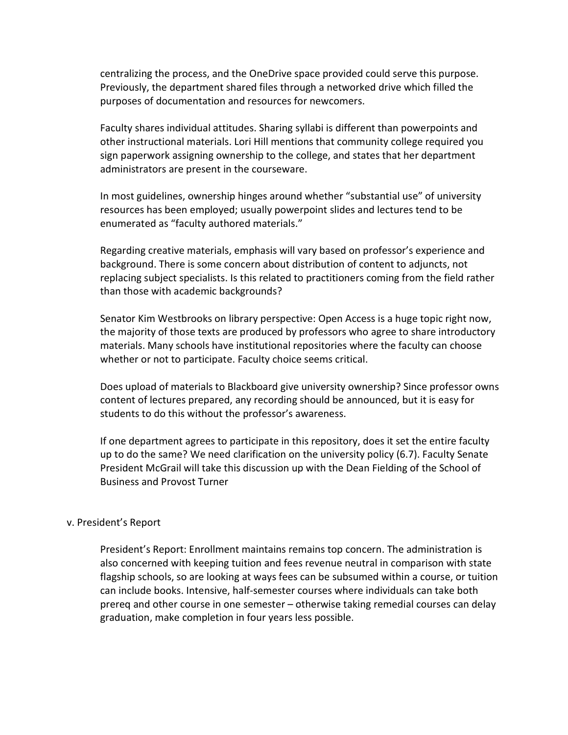centralizing the process, and the OneDrive space provided could serve this purpose. Previously, the department shared files through a networked drive which filled the purposes of documentation and resources for newcomers.

Faculty shares individual attitudes. Sharing syllabi is different than powerpoints and other instructional materials. Lori Hill mentions that community college required you sign paperwork assigning ownership to the college, and states that her department administrators are present in the courseware.

In most guidelines, ownership hinges around whether "substantial use" of university resources has been employed; usually powerpoint slides and lectures tend to be enumerated as "faculty authored materials."

Regarding creative materials, emphasis will vary based on professor's experience and background. There is some concern about distribution of content to adjuncts, not replacing subject specialists. Is this related to practitioners coming from the field rather than those with academic backgrounds?

Senator Kim Westbrooks on library perspective: Open Access is a huge topic right now, the majority of those texts are produced by professors who agree to share introductory materials. Many schools have institutional repositories where the faculty can choose whether or not to participate. Faculty choice seems critical.

Does upload of materials to Blackboard give university ownership? Since professor owns content of lectures prepared, any recording should be announced, but it is easy for students to do this without the professor's awareness.

If one department agrees to participate in this repository, does it set the entire faculty up to do the same? We need clarification on the university policy (6.7). Faculty Senate President McGrail will take this discussion up with the Dean Fielding of the School of Business and Provost Turner

v. President's Report

President's Report: Enrollment maintains remains top concern. The administration is also concerned with keeping tuition and fees revenue neutral in comparison with state flagship schools, so are looking at ways fees can be subsumed within a course, or tuition can include books. Intensive, half-semester courses where individuals can take both prereq and other course in one semester – otherwise taking remedial courses can delay graduation, make completion in four years less possible.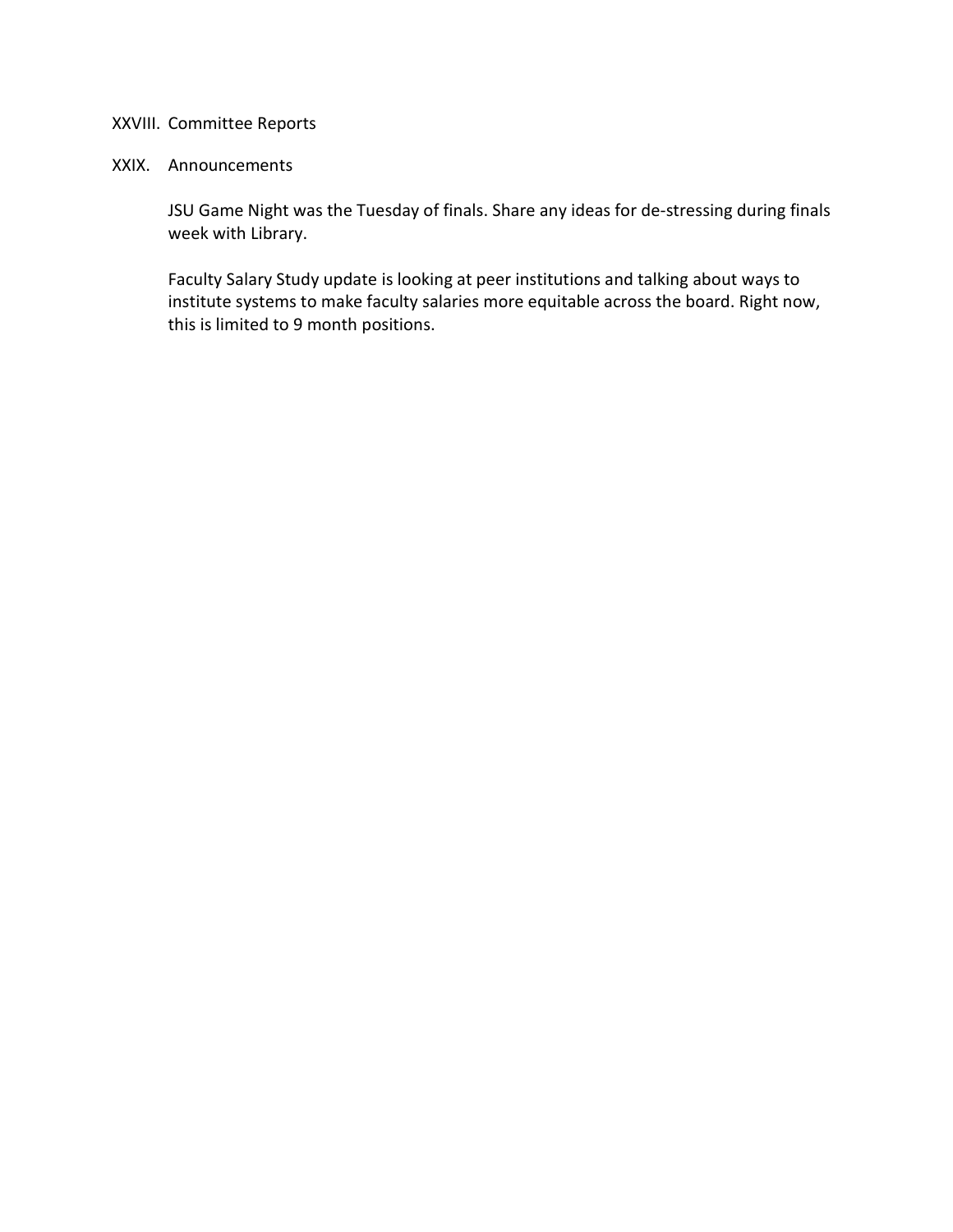XXVIII. Committee Reports

XXIX. Announcements

JSU Game Night was the Tuesday of finals. Share any ideas for de-stressing during finals week with Library.

Faculty Salary Study update is looking at peer institutions and talking about ways to institute systems to make faculty salaries more equitable across the board. Right now, this is limited to 9 month positions.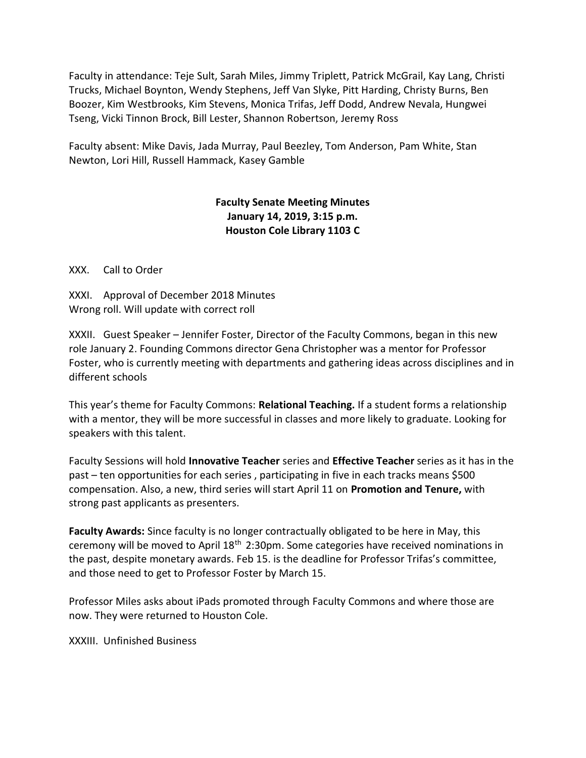Faculty in attendance: Teje Sult, Sarah Miles, Jimmy Triplett, Patrick McGrail, Kay Lang, Christi Trucks, Michael Boynton, Wendy Stephens, Jeff Van Slyke, Pitt Harding, Christy Burns, Ben Boozer, Kim Westbrooks, Kim Stevens, Monica Trifas, Jeff Dodd, Andrew Nevala, Hungwei Tseng, Vicki Tinnon Brock, Bill Lester, Shannon Robertson, Jeremy Ross

Faculty absent: Mike Davis, Jada Murray, Paul Beezley, Tom Anderson, Pam White, Stan Newton, Lori Hill, Russell Hammack, Kasey Gamble

**Faculty Senate Meeting Minutes**
**January 14, 2019, 3:15 p.m.**
**Houston Cole Library 1103 C**

XXX. Call to Order

XXXI. Approval of December 2018 Minutes
Wrong roll. Will update with correct roll

XXXII. Guest Speaker – Jennifer Foster, Director of the Faculty Commons, began in this new role January 2. Founding Commons director Gena Christopher was a mentor for Professor Foster, who is currently meeting with departments and gathering ideas across disciplines and in different schools

This year's theme for Faculty Commons: **Relational Teaching.** If a student forms a relationship with a mentor, they will be more successful in classes and more likely to graduate. Looking for speakers with this talent.

Faculty Sessions will hold **Innovative Teacher** series and **Effective Teacher** series as it has in the past – ten opportunities for each series , participating in five in each tracks means $500 compensation. Also, a new, third series will start April 11 on **Promotion and Tenure,** with strong past applicants as presenters.

**Faculty Awards:** Since faculty is no longer contractually obligated to be here in May, this ceremony will be moved to April 18th 2:30pm. Some categories have received nominations in the past, despite monetary awards. Feb 15. is the deadline for Professor Trifas's committee, and those need to get to Professor Foster by March 15.

Professor Miles asks about iPads promoted through Faculty Commons and where those are now. They were returned to Houston Cole.

XXXIII. Unfinished Business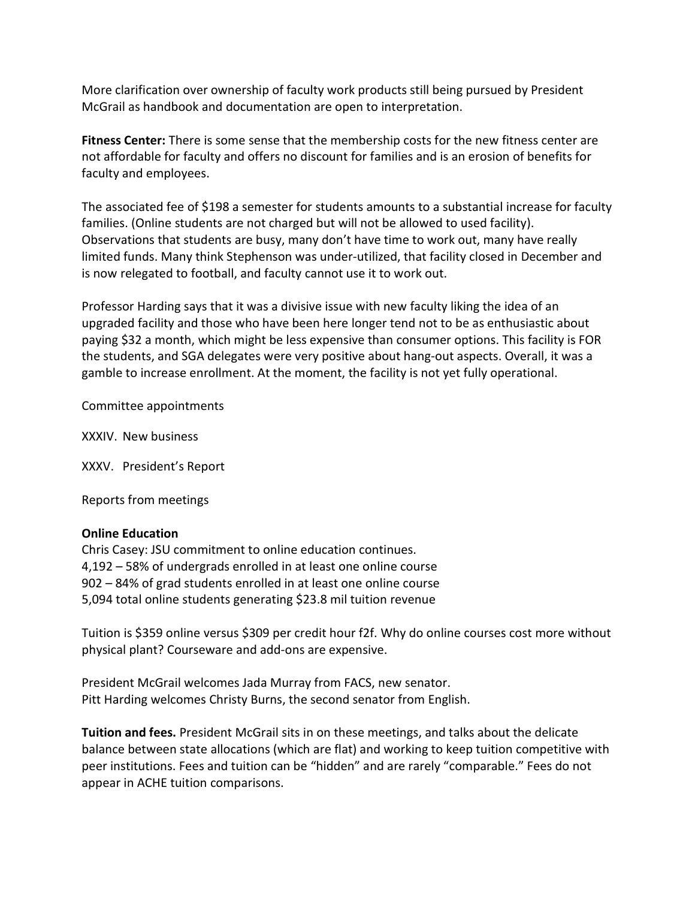More clarification over ownership of faculty work products still being pursued by President McGrail as handbook and documentation are open to interpretation.

**Fitness Center:** There is some sense that the membership costs for the new fitness center are not affordable for faculty and offers no discount for families and is an erosion of benefits for faculty and employees.

The associated fee of $198 a semester for students amounts to a substantial increase for faculty families. (Online students are not charged but will not be allowed to used facility). Observations that students are busy, many don't have time to work out, many have really limited funds. Many think Stephenson was under-utilized, that facility closed in December and is now relegated to football, and faculty cannot use it to work out.

Professor Harding says that it was a divisive issue with new faculty liking the idea of an upgraded facility and those who have been here longer tend not to be as enthusiastic about paying $32 a month, which might be less expensive than consumer options. This facility is FOR the students, and SGA delegates were very positive about hang-out aspects. Overall, it was a gamble to increase enrollment. At the moment, the facility is not yet fully operational.

Committee appointments

XXXIV. New business

XXXV. President's Report

Reports from meetings

**Online Education**
Chris Casey: JSU commitment to online education continues.
4,192 – 58% of undergrads enrolled in at least one online course
902 – 84% of grad students enrolled in at least one online course
5,094 total online students generating $23.8 mil tuition revenue

Tuition is $359 online versus $309 per credit hour f2f. Why do online courses cost more without physical plant? Courseware and add-ons are expensive.

President McGrail welcomes Jada Murray from FACS, new senator.
Pitt Harding welcomes Christy Burns, the second senator from English.

**Tuition and fees.** President McGrail sits in on these meetings, and talks about the delicate balance between state allocations (which are flat) and working to keep tuition competitive with peer institutions. Fees and tuition can be "hidden" and are rarely "comparable." Fees do not appear in ACHE tuition comparisons.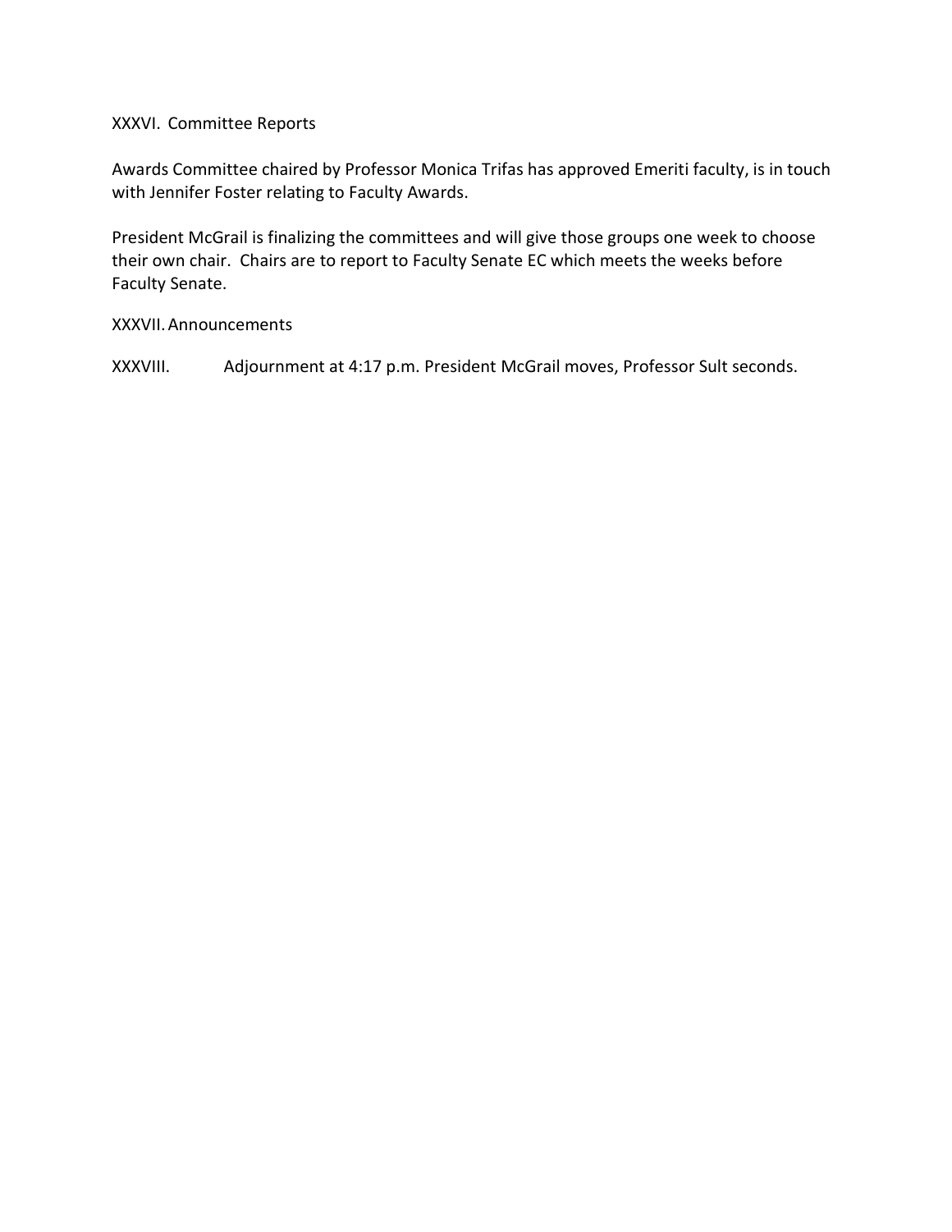XXXVI. Committee Reports

Awards Committee chaired by Professor Monica Trifas has approved Emeriti faculty, is in touch with Jennifer Foster relating to Faculty Awards.

President McGrail is finalizing the committees and will give those groups one week to choose their own chair. Chairs are to report to Faculty Senate EC which meets the weeks before Faculty Senate.

XXXVII. Announcements

XXXVIII. Adjournment at 4:17 p.m. President McGrail moves, Professor Sult seconds.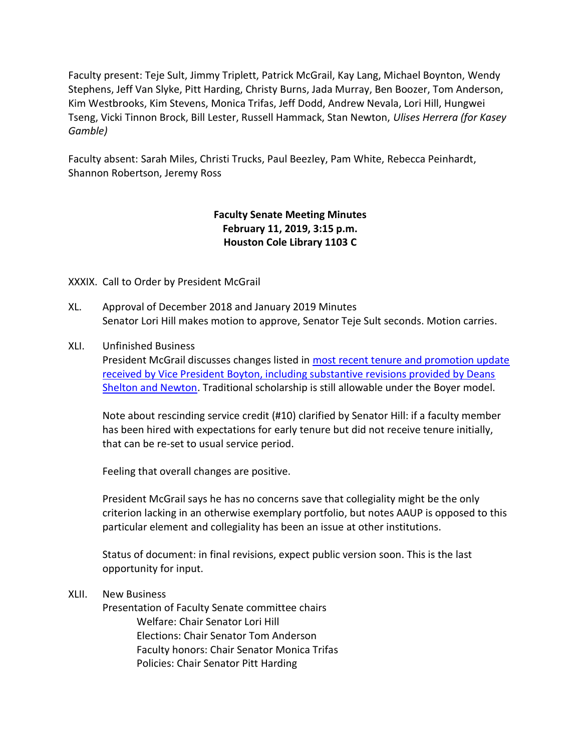Faculty present: Teje Sult, Jimmy Triplett, Patrick McGrail, Kay Lang, Michael Boynton, Wendy Stephens, Jeff Van Slyke, Pitt Harding, Christy Burns, Jada Murray, Ben Boozer, Tom Anderson, Kim Westbrooks, Kim Stevens, Monica Trifas, Jeff Dodd, Andrew Nevala, Lori Hill, Hungwei Tseng, Vicki Tinnon Brock, Bill Lester, Russell Hammack, Stan Newton, *Ulises Herrera (for Kasey Gamble)*

Faculty absent: Sarah Miles, Christi Trucks, Paul Beezley, Pam White, Rebecca Peinhardt, Shannon Robertson, Jeremy Ross

**Faculty Senate Meeting Minutes**
**February 11, 2019, 3:15 p.m.**
**Houston Cole Library 1103 C**

XXXIX. Call to Order by President McGrail

XL. Approval of December 2018 and January 2019 Minutes
Senator Lori Hill makes motion to approve, Senator Teje Sult seconds. Motion carries.

XLI. Unfinished Business
President McGrail discusses changes listed in most recent tenure and promotion update received by Vice President Boyton, including substantive revisions provided by Deans Shelton and Newton. Traditional scholarship is still allowable under the Boyer model.

Note about rescinding service credit (#10) clarified by Senator Hill: if a faculty member has been hired with expectations for early tenure but did not receive tenure initially, that can be re-set to usual service period.

Feeling that overall changes are positive.

President McGrail says he has no concerns save that collegiality might be the only criterion lacking in an otherwise exemplary portfolio, but notes AAUP is opposed to this particular element and collegiality has been an issue at other institutions.

Status of document: in final revisions, expect public version soon. This is the last opportunity for input.

XLII. New Business
Presentation of Faculty Senate committee chairs
- Welfare: Chair Senator Lori Hill
- Elections: Chair Senator Tom Anderson
- Faculty honors: Chair Senator Monica Trifas
- Policies: Chair Senator Pitt Harding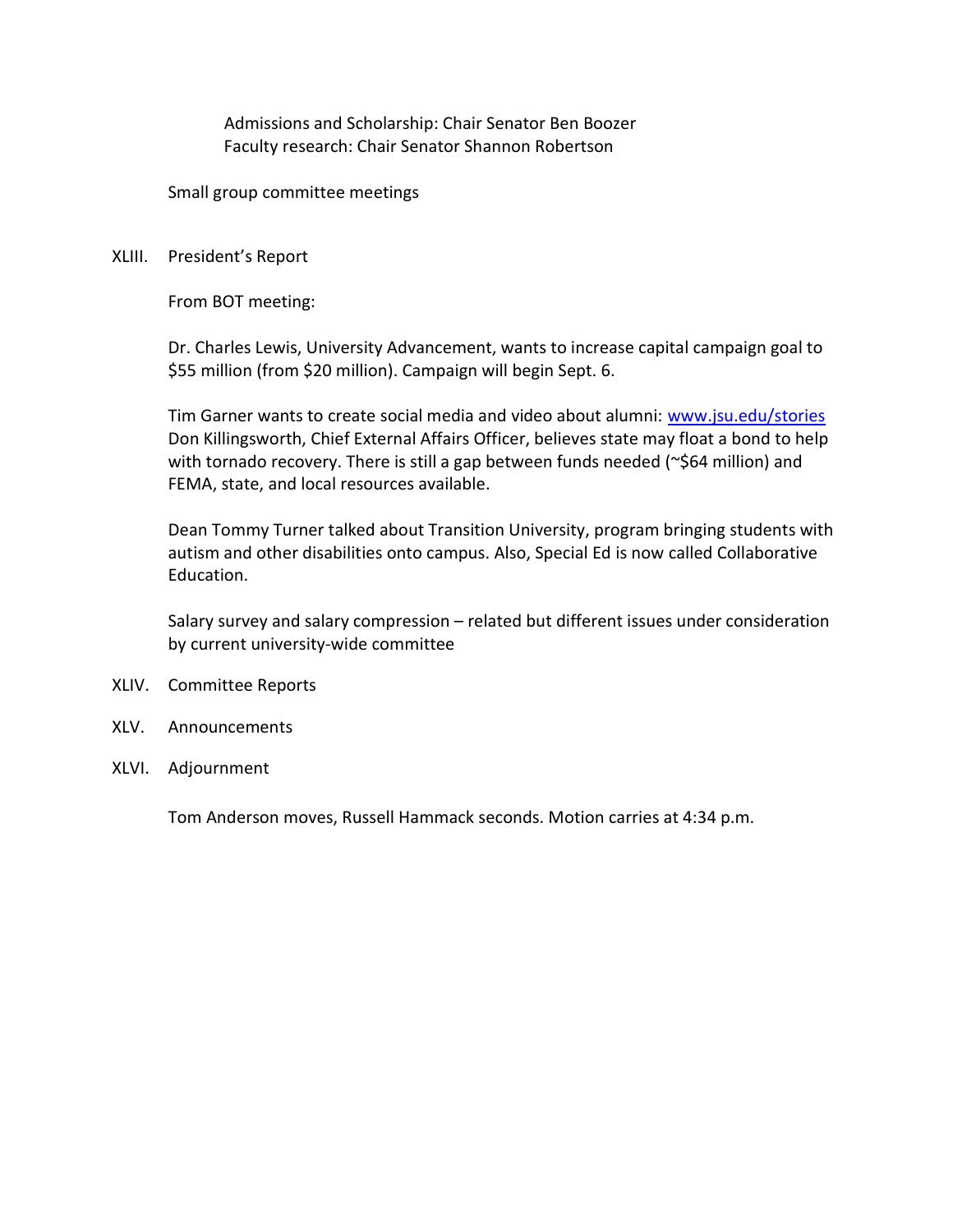Admissions and Scholarship: Chair Senator Ben Boozer
Faculty research: Chair Senator Shannon Robertson

Small group committee meetings

XLIII. President's Report

From BOT meeting:

Dr. Charles Lewis, University Advancement, wants to increase capital campaign goal to $55 million (from $20 million). Campaign will begin Sept. 6.

Tim Garner wants to create social media and video about alumni: [www.jsu.edu/stories](www.jsu.edu/stories)
Don Killingsworth, Chief External Affairs Officer, believes state may float a bond to help with tornado recovery. There is still a gap between funds needed (~$64 million) and FEMA, state, and local resources available.

Dean Tommy Turner talked about Transition University, program bringing students with autism and other disabilities onto campus. Also, Special Ed is now called Collaborative Education.

Salary survey and salary compression – related but different issues under consideration by current university-wide committee

XLIV. Committee Reports

XLV. Announcements

XLVI. Adjournment

Tom Anderson moves, Russell Hammack seconds. Motion carries at 4:34 p.m.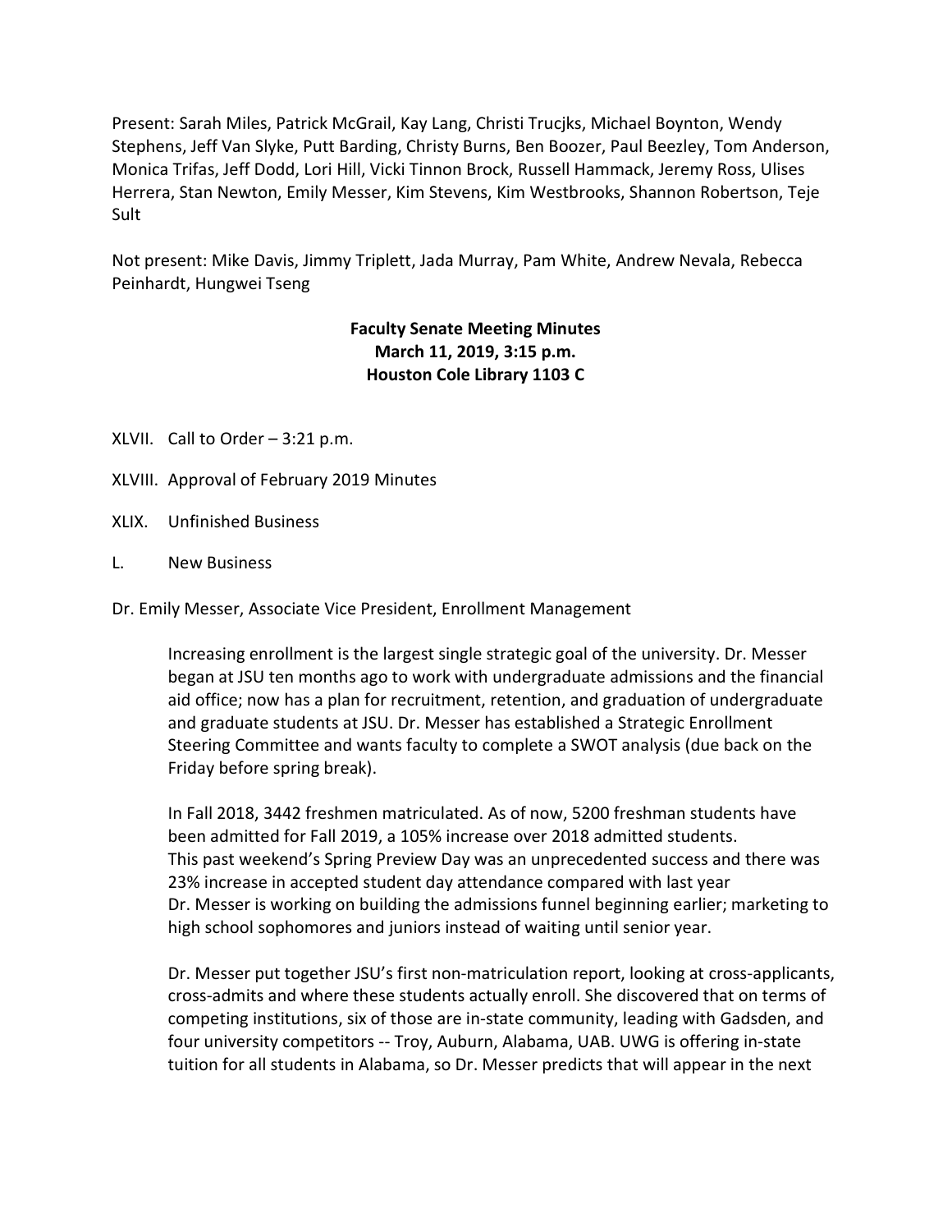Present: Sarah Miles, Patrick McGrail, Kay Lang, Christi Trucjks, Michael Boynton, Wendy Stephens, Jeff Van Slyke, Putt Barding, Christy Burns, Ben Boozer, Paul Beezley, Tom Anderson, Monica Trifas, Jeff Dodd, Lori Hill, Vicki Tinnon Brock, Russell Hammack, Jeremy Ross, Ulises Herrera, Stan Newton, Emily Messer, Kim Stevens, Kim Westbrooks, Shannon Robertson, Teje Sult

Not present: Mike Davis, Jimmy Triplett, Jada Murray, Pam White, Andrew Nevala, Rebecca Peinhardt, Hungwei Tseng

**Faculty Senate Meeting Minutes**
**March 11, 2019, 3:15 p.m.**
**Houston Cole Library 1103 C**

XLVII. Call to Order – 3:21 p.m.

XLVIII. Approval of February 2019 Minutes

XLIX. Unfinished Business

L. New Business

Dr. Emily Messer, Associate Vice President, Enrollment Management

> Increasing enrollment is the largest single strategic goal of the university. Dr. Messer began at JSU ten months ago to work with undergraduate admissions and the financial aid office; now has a plan for recruitment, retention, and graduation of undergraduate and graduate students at JSU. Dr. Messer has established a Strategic Enrollment Steering Committee and wants faculty to complete a SWOT analysis (due back on the Friday before spring break).
>
> In Fall 2018, 3442 freshmen matriculated. As of now, 5200 freshman students have been admitted for Fall 2019, a 105% increase over 2018 admitted students.
> This past weekend's Spring Preview Day was an unprecedented success and there was 23% increase in accepted student day attendance compared with last year
> Dr. Messer is working on building the admissions funnel beginning earlier; marketing to high school sophomores and juniors instead of waiting until senior year.
>
> Dr. Messer put together JSU's first non-matriculation report, looking at cross-applicants, cross-admits and where these students actually enroll. She discovered that on terms of competing institutions, six of those are in-state community, leading with Gadsden, and four university competitors -- Troy, Auburn, Alabama, UAB. UWG is offering in-state tuition for all students in Alabama, so Dr. Messer predicts that will appear in the next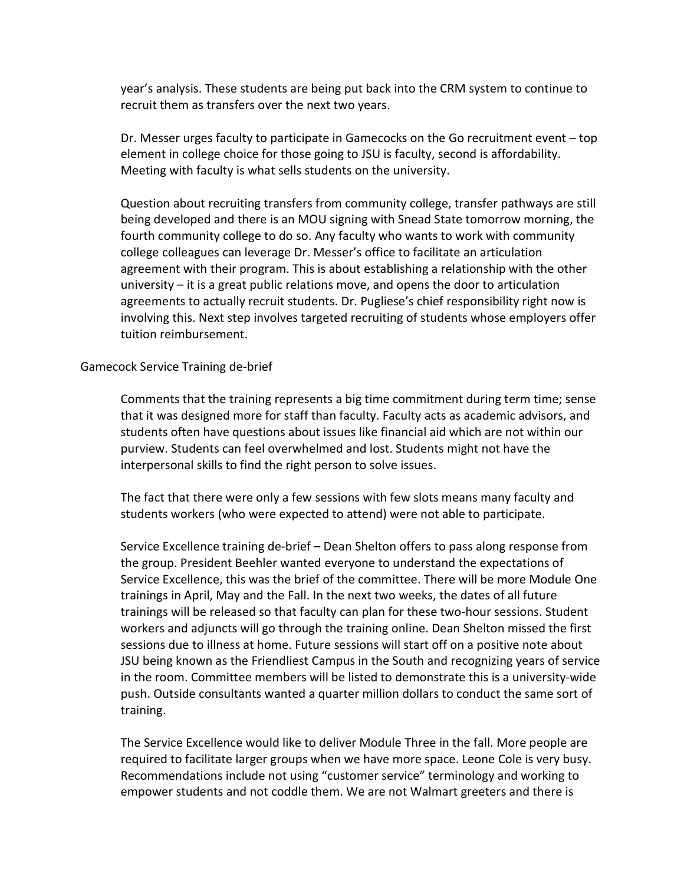year's analysis. These students are being put back into the CRM system to continue to recruit them as transfers over the next two years.

Dr. Messer urges faculty to participate in Gamecocks on the Go recruitment event – top element in college choice for those going to JSU is faculty, second is affordability. Meeting with faculty is what sells students on the university.

Question about recruiting transfers from community college, transfer pathways are still being developed and there is an MOU signing with Snead State tomorrow morning, the fourth community college to do so. Any faculty who wants to work with community college colleagues can leverage Dr. Messer's office to facilitate an articulation agreement with their program. This is about establishing a relationship with the other university – it is a great public relations move, and opens the door to articulation agreements to actually recruit students. Dr. Pugliese's chief responsibility right now is involving this. Next step involves targeted recruiting of students whose employers offer tuition reimbursement.

Gamecock Service Training de-brief

Comments that the training represents a big time commitment during term time; sense that it was designed more for staff than faculty. Faculty acts as academic advisors, and students often have questions about issues like financial aid which are not within our purview. Students can feel overwhelmed and lost. Students might not have the interpersonal skills to find the right person to solve issues.

The fact that there were only a few sessions with few slots means many faculty and students workers (who were expected to attend) were not able to participate.

Service Excellence training de-brief – Dean Shelton offers to pass along response from the group. President Beehler wanted everyone to understand the expectations of Service Excellence, this was the brief of the committee. There will be more Module One trainings in April, May and the Fall. In the next two weeks, the dates of all future trainings will be released so that faculty can plan for these two-hour sessions. Student workers and adjuncts will go through the training online. Dean Shelton missed the first sessions due to illness at home. Future sessions will start off on a positive note about JSU being known as the Friendliest Campus in the South and recognizing years of service in the room. Committee members will be listed to demonstrate this is a university-wide push. Outside consultants wanted a quarter million dollars to conduct the same sort of training.

The Service Excellence would like to deliver Module Three in the fall. More people are required to facilitate larger groups when we have more space. Leone Cole is very busy. Recommendations include not using "customer service" terminology and working to empower students and not coddle them. We are not Walmart greeters and there is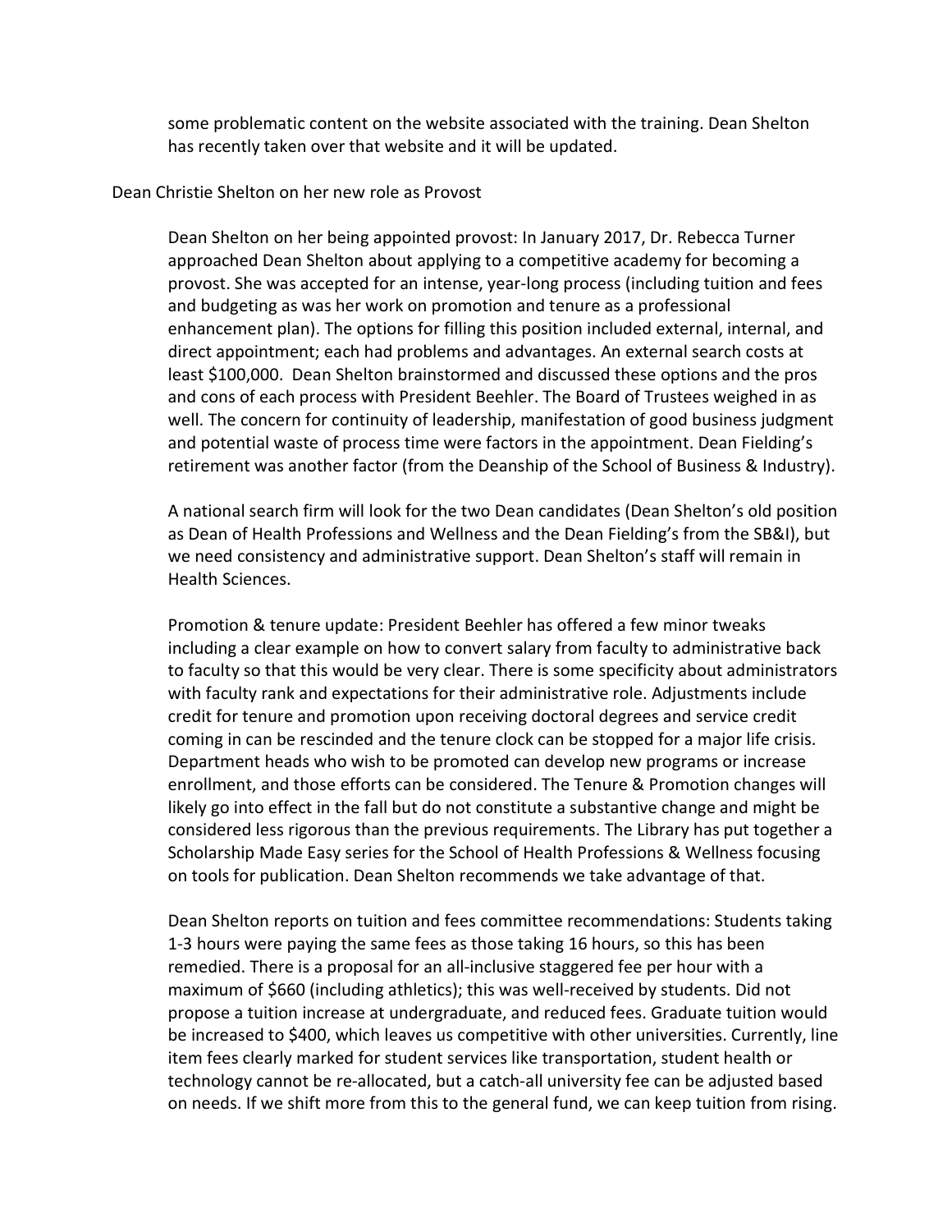some problematic content on the website associated with the training. Dean Shelton has recently taken over that website and it will be updated.

Dean Christie Shelton on her new role as Provost

Dean Shelton on her being appointed provost: In January 2017, Dr. Rebecca Turner approached Dean Shelton about applying to a competitive academy for becoming a provost. She was accepted for an intense, year-long process (including tuition and fees and budgeting as was her work on promotion and tenure as a professional enhancement plan). The options for filling this position included external, internal, and direct appointment; each had problems and advantages. An external search costs at least $100,000. Dean Shelton brainstormed and discussed these options and the pros and cons of each process with President Beehler. The Board of Trustees weighed in as well. The concern for continuity of leadership, manifestation of good business judgment and potential waste of process time were factors in the appointment. Dean Fielding's retirement was another factor (from the Deanship of the School of Business & Industry).

A national search firm will look for the two Dean candidates (Dean Shelton's old position as Dean of Health Professions and Wellness and the Dean Fielding's from the SB&I), but we need consistency and administrative support. Dean Shelton's staff will remain in Health Sciences.

Promotion & tenure update: President Beehler has offered a few minor tweaks including a clear example on how to convert salary from faculty to administrative back to faculty so that this would be very clear. There is some specificity about administrators with faculty rank and expectations for their administrative role. Adjustments include credit for tenure and promotion upon receiving doctoral degrees and service credit coming in can be rescinded and the tenure clock can be stopped for a major life crisis. Department heads who wish to be promoted can develop new programs or increase enrollment, and those efforts can be considered. The Tenure & Promotion changes will likely go into effect in the fall but do not constitute a substantive change and might be considered less rigorous than the previous requirements. The Library has put together a Scholarship Made Easy series for the School of Health Professions & Wellness focusing on tools for publication. Dean Shelton recommends we take advantage of that.

Dean Shelton reports on tuition and fees committee recommendations: Students taking 1-3 hours were paying the same fees as those taking 16 hours, so this has been remedied. There is a proposal for an all-inclusive staggered fee per hour with a maximum of $660 (including athletics); this was well-received by students. Did not propose a tuition increase at undergraduate, and reduced fees. Graduate tuition would be increased to $400, which leaves us competitive with other universities. Currently, line item fees clearly marked for student services like transportation, student health or technology cannot be re-allocated, but a catch-all university fee can be adjusted based on needs. If we shift more from this to the general fund, we can keep tuition from rising.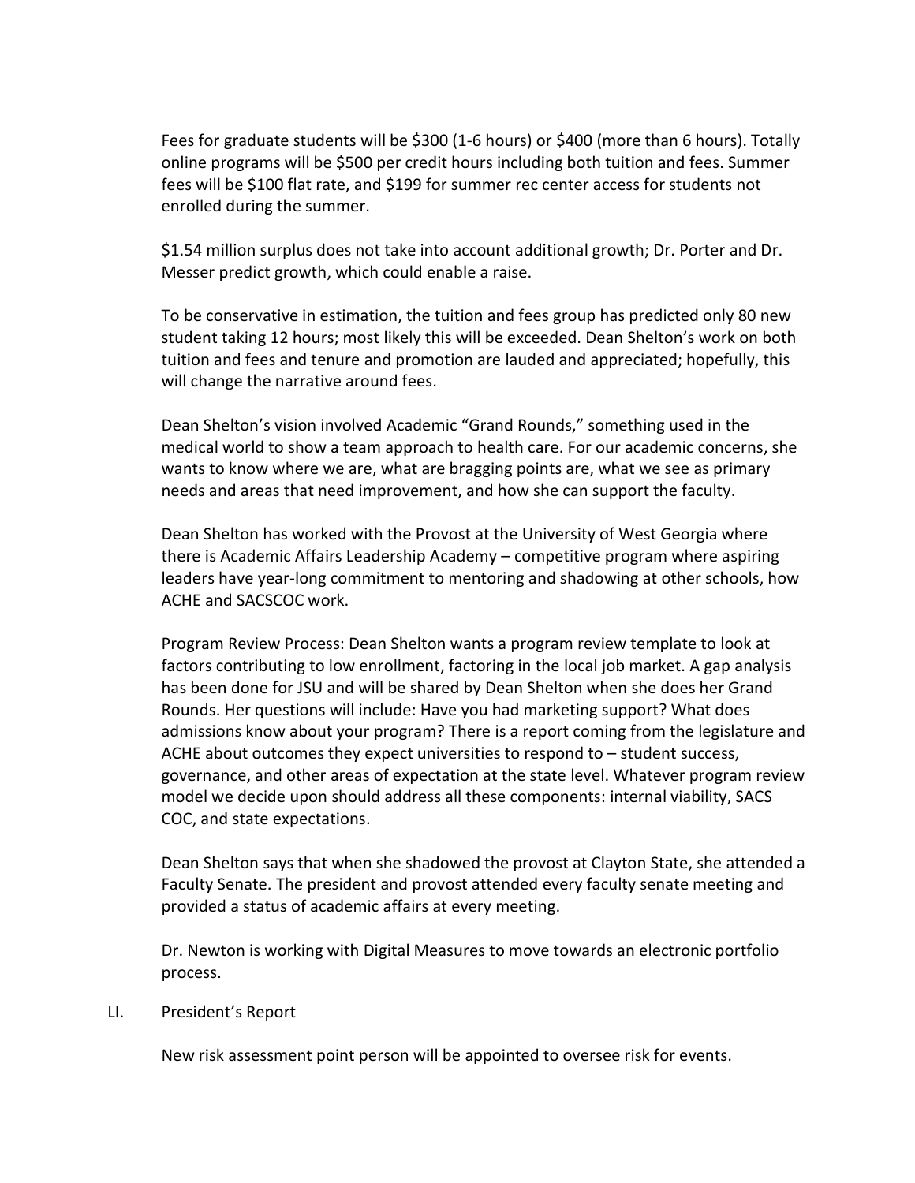Fees for graduate students will be $300 (1-6 hours) or $400 (more than 6 hours). Totally online programs will be $500 per credit hours including both tuition and fees. Summer fees will be $100 flat rate, and $199 for summer rec center access for students not enrolled during the summer.

$1.54 million surplus does not take into account additional growth; Dr. Porter and Dr. Messer predict growth, which could enable a raise.

To be conservative in estimation, the tuition and fees group has predicted only 80 new student taking 12 hours; most likely this will be exceeded. Dean Shelton's work on both tuition and fees and tenure and promotion are lauded and appreciated; hopefully, this will change the narrative around fees.

Dean Shelton's vision involved Academic "Grand Rounds," something used in the medical world to show a team approach to health care. For our academic concerns, she wants to know where we are, what are bragging points are, what we see as primary needs and areas that need improvement, and how she can support the faculty.

Dean Shelton has worked with the Provost at the University of West Georgia where there is Academic Affairs Leadership Academy – competitive program where aspiring leaders have year-long commitment to mentoring and shadowing at other schools, how ACHE and SACSCOC work.

Program Review Process: Dean Shelton wants a program review template to look at factors contributing to low enrollment, factoring in the local job market. A gap analysis has been done for JSU and will be shared by Dean Shelton when she does her Grand Rounds. Her questions will include: Have you had marketing support? What does admissions know about your program? There is a report coming from the legislature and ACHE about outcomes they expect universities to respond to – student success, governance, and other areas of expectation at the state level. Whatever program review model we decide upon should address all these components: internal viability, SACS COC, and state expectations.

Dean Shelton says that when she shadowed the provost at Clayton State, she attended a Faculty Senate. The president and provost attended every faculty senate meeting and provided a status of academic affairs at every meeting.

Dr. Newton is working with Digital Measures to move towards an electronic portfolio process.

LI. President's Report

New risk assessment point person will be appointed to oversee risk for events.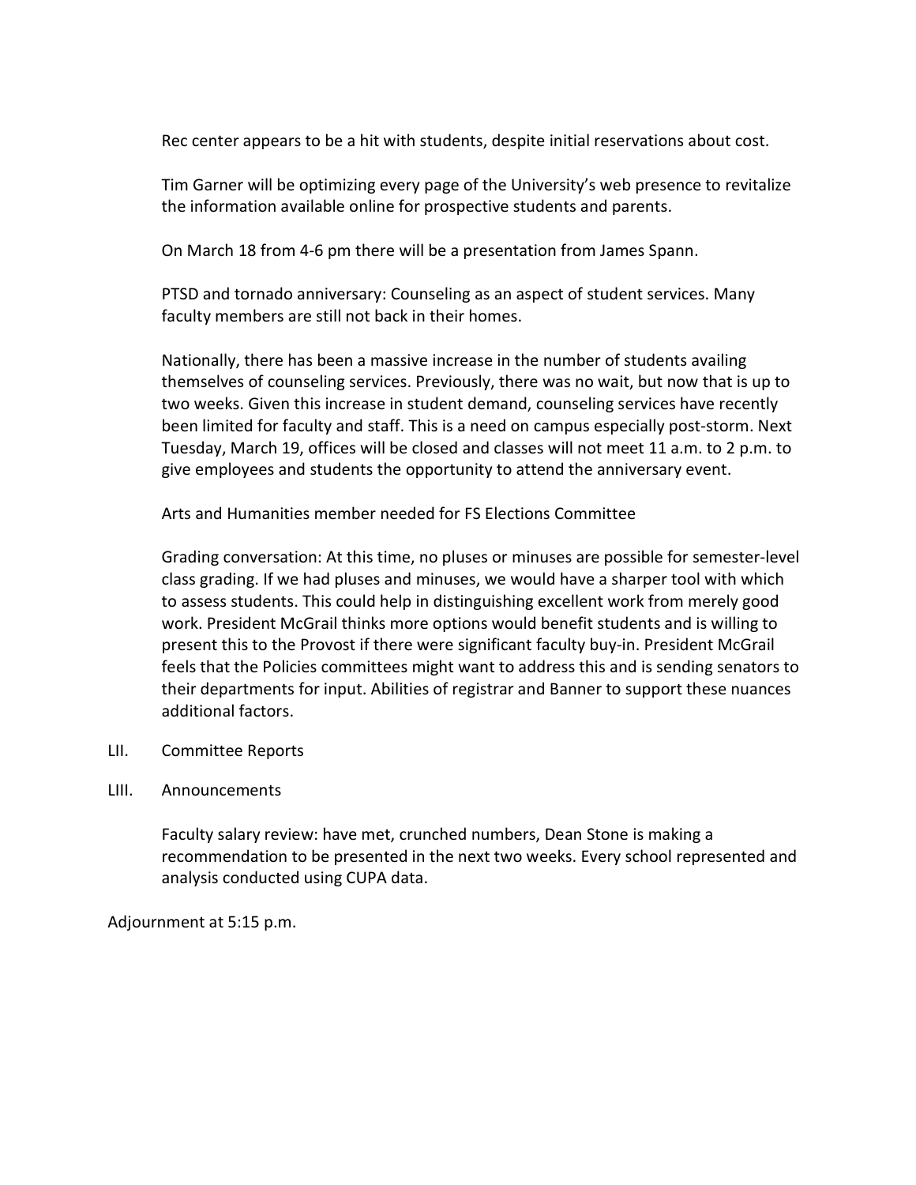Rec center appears to be a hit with students, despite initial reservations about cost.

Tim Garner will be optimizing every page of the University's web presence to revitalize the information available online for prospective students and parents.

On March 18 from 4-6 pm there will be a presentation from James Spann.

PTSD and tornado anniversary: Counseling as an aspect of student services. Many faculty members are still not back in their homes.

Nationally, there has been a massive increase in the number of students availing themselves of counseling services. Previously, there was no wait, but now that is up to two weeks. Given this increase in student demand, counseling services have recently been limited for faculty and staff. This is a need on campus especially post-storm. Next Tuesday, March 19, offices will be closed and classes will not meet 11 a.m. to 2 p.m. to give employees and students the opportunity to attend the anniversary event.

Arts and Humanities member needed for FS Elections Committee

Grading conversation: At this time, no pluses or minuses are possible for semester-level class grading. If we had pluses and minuses, we would have a sharper tool with which to assess students. This could help in distinguishing excellent work from merely good work. President McGrail thinks more options would benefit students and is willing to present this to the Provost if there were significant faculty buy-in. President McGrail feels that the Policies committees might want to address this and is sending senators to their departments for input. Abilities of registrar and Banner to support these nuances additional factors.

LII. Committee Reports

LIII. Announcements

Faculty salary review: have met, crunched numbers, Dean Stone is making a recommendation to be presented in the next two weeks. Every school represented and analysis conducted using CUPA data.

Adjournment at 5:15 p.m.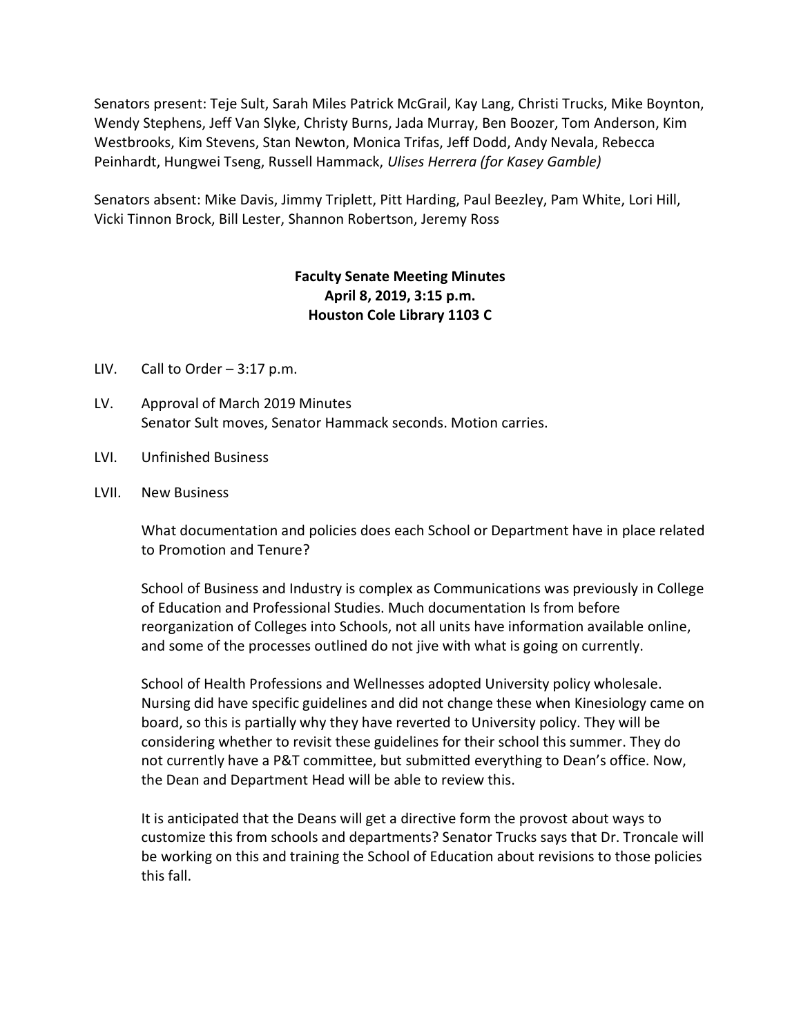Senators present: Teje Sult, Sarah Miles Patrick McGrail, Kay Lang, Christi Trucks, Mike Boynton, Wendy Stephens, Jeff Van Slyke, Christy Burns, Jada Murray, Ben Boozer, Tom Anderson, Kim Westbrooks, Kim Stevens, Stan Newton, Monica Trifas, Jeff Dodd, Andy Nevala, Rebecca Peinhardt, Hungwei Tseng, Russell Hammack, *Ulises Herrera (for Kasey Gamble)*

Senators absent: Mike Davis, Jimmy Triplett, Pitt Harding, Paul Beezley, Pam White, Lori Hill, Vicki Tinnon Brock, Bill Lester, Shannon Robertson, Jeremy Ross

**Faculty Senate Meeting Minutes**
**April 8, 2019, 3:15 p.m.**
**Houston Cole Library 1103 C**

LIV. Call to Order – 3:17 p.m.

LV. Approval of March 2019 Minutes
Senator Sult moves, Senator Hammack seconds. Motion carries.

LVI. Unfinished Business

LVII. New Business

What documentation and policies does each School or Department have in place related to Promotion and Tenure?

School of Business and Industry is complex as Communications was previously in College of Education and Professional Studies. Much documentation Is from before reorganization of Colleges into Schools, not all units have information available online, and some of the processes outlined do not jive with what is going on currently.

School of Health Professions and Wellnesses adopted University policy wholesale. Nursing did have specific guidelines and did not change these when Kinesiology came on board, so this is partially why they have reverted to University policy. They will be considering whether to revisit these guidelines for their school this summer. They do not currently have a P&T committee, but submitted everything to Dean's office. Now, the Dean and Department Head will be able to review this.

It is anticipated that the Deans will get a directive form the provost about ways to customize this from schools and departments? Senator Trucks says that Dr. Troncale will be working on this and training the School of Education about revisions to those policies this fall.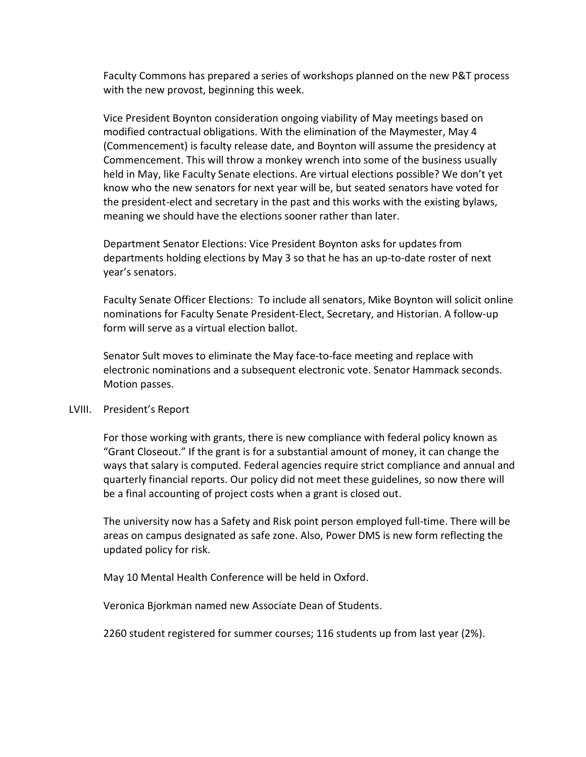Faculty Commons has prepared a series of workshops planned on the new P&T process with the new provost, beginning this week.

Vice President Boynton consideration ongoing viability of May meetings based on modified contractual obligations. With the elimination of the Maymester, May 4 (Commencement) is faculty release date, and Boynton will assume the presidency at Commencement. This will throw a monkey wrench into some of the business usually held in May, like Faculty Senate elections. Are virtual elections possible? We don't yet know who the new senators for next year will be, but seated senators have voted for the president-elect and secretary in the past and this works with the existing bylaws, meaning we should have the elections sooner rather than later.

Department Senator Elections: Vice President Boynton asks for updates from departments holding elections by May 3 so that he has an up-to-date roster of next year's senators.

Faculty Senate Officer Elections: To include all senators, Mike Boynton will solicit online nominations for Faculty Senate President-Elect, Secretary, and Historian. A follow-up form will serve as a virtual election ballot.

Senator Sult moves to eliminate the May face-to-face meeting and replace with electronic nominations and a subsequent electronic vote. Senator Hammack seconds. Motion passes.

LVIII. President's Report

For those working with grants, there is new compliance with federal policy known as "Grant Closeout." If the grant is for a substantial amount of money, it can change the ways that salary is computed. Federal agencies require strict compliance and annual and quarterly financial reports. Our policy did not meet these guidelines, so now there will be a final accounting of project costs when a grant is closed out.

The university now has a Safety and Risk point person employed full-time. There will be areas on campus designated as safe zone. Also, Power DMS is new form reflecting the updated policy for risk.

May 10 Mental Health Conference will be held in Oxford.

Veronica Bjorkman named new Associate Dean of Students.

2260 student registered for summer courses; 116 students up from last year (2%).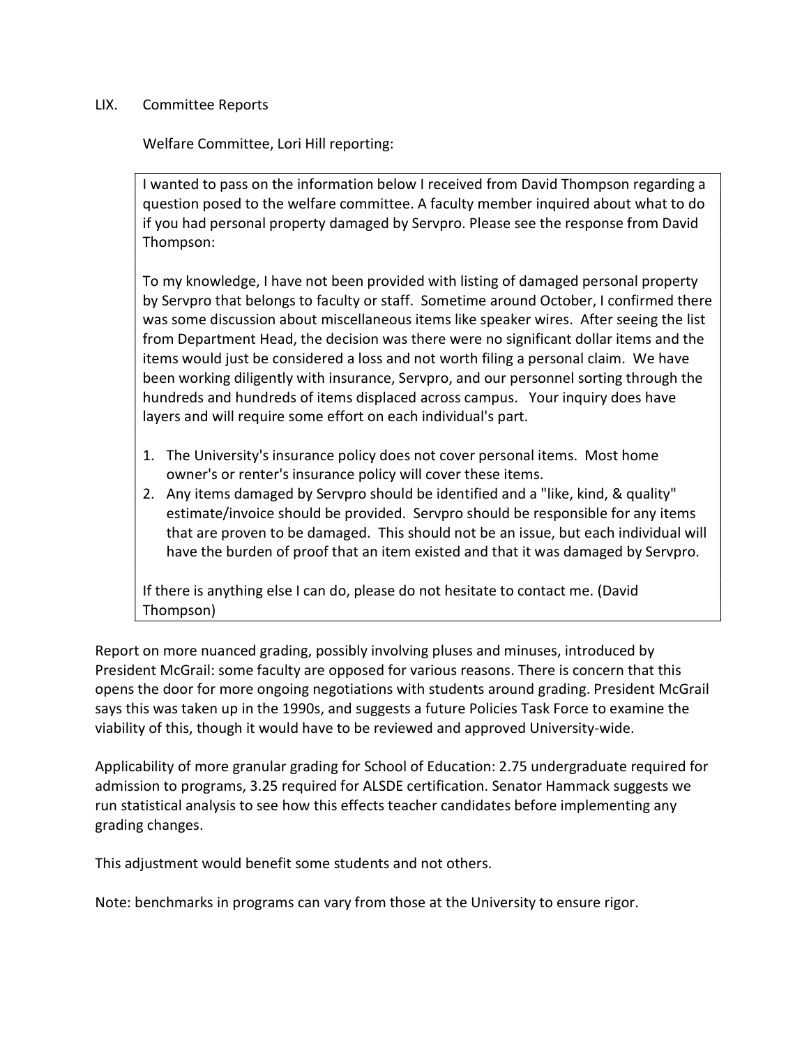LIX. Committee Reports

Welfare Committee, Lori Hill reporting:

> I wanted to pass on the information below I received from David Thompson regarding a question posed to the welfare committee. A faculty member inquired about what to do if you had personal property damaged by Servpro. Please see the response from David Thompson:
>
> To my knowledge, I have not been provided with listing of damaged personal property by Servpro that belongs to faculty or staff. Sometime around October, I confirmed there was some discussion about miscellaneous items like speaker wires. After seeing the list from Department Head, the decision was there were no significant dollar items and the items would just be considered a loss and not worth filing a personal claim. We have been working diligently with insurance, Servpro, and our personnel sorting through the hundreds and hundreds of items displaced across campus. Your inquiry does have layers and will require some effort on each individual's part.
>
> 1. The University's insurance policy does not cover personal items. Most home owner's or renter's insurance policy will cover these items.
> 2. Any items damaged by Servpro should be identified and a "like, kind, & quality" estimate/invoice should be provided. Servpro should be responsible for any items that are proven to be damaged. This should not be an issue, but each individual will have the burden of proof that an item existed and that it was damaged by Servpro.
>
> If there is anything else I can do, please do not hesitate to contact me. (David Thompson)

Report on more nuanced grading, possibly involving pluses and minuses, introduced by President McGrail: some faculty are opposed for various reasons. There is concern that this opens the door for more ongoing negotiations with students around grading. President McGrail says this was taken up in the 1990s, and suggests a future Policies Task Force to examine the viability of this, though it would have to be reviewed and approved University-wide.

Applicability of more granular grading for School of Education: 2.75 undergraduate required for admission to programs, 3.25 required for ALSDE certification. Senator Hammack suggests we run statistical analysis to see how this effects teacher candidates before implementing any grading changes.

This adjustment would benefit some students and not others.

Note: benchmarks in programs can vary from those at the University to ensure rigor.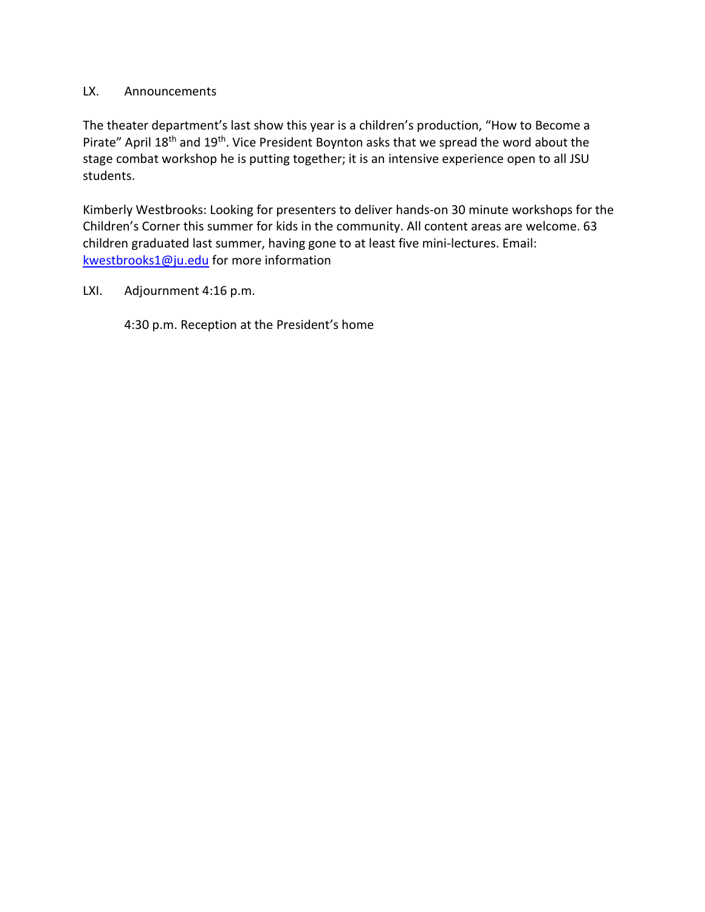## LX. Announcements

The theater department's last show this year is a children's production, "How to Become a Pirate" April 18th and 19th. Vice President Boynton asks that we spread the word about the stage combat workshop he is putting together; it is an intensive experience open to all JSU students.

Kimberly Westbrooks: Looking for presenters to deliver hands-on 30 minute workshops for the Children's Corner this summer for kids in the community. All content areas are welcome. 63 children graduated last summer, having gone to at least five mini-lectures. Email: kwestbrooks1@ju.edu for more information

## LXI. Adjournment 4:16 p.m.

4:30 p.m. Reception at the President's home